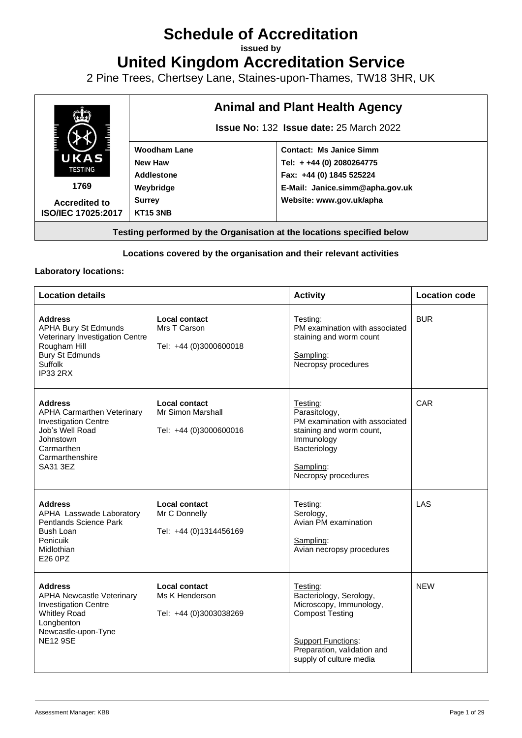# Schedule of Accreditation

**issued by**

# United Kingdom Accreditation Service

2 Pine Trees, Chertsey Lane, Staines-upon-Thames, TW18 3HR, UK

| UKAS TESTING 1769 Accredited to ISO/IEC 17025:2017 | **Animal and Plant Health Agency** | |
|---|---|---|
| | **Issue No:** 132 **Issue date:** 25 March 2022 | |
| | **Woodham Lane** **New Haw** **Addlestone** **Weybridge** **Surrey** **KT15 3NB** | **Contact: Ms Janice Simm** **Tel: + +44 (0) 2080264775** **Fax: +44 (0) 1845 525224** **E-Mail: Janice.simm@apha.gov.uk** **Website: www.gov.uk/apha** |

**Testing performed by the Organisation at the locations specified below**

**Locations covered by the organisation and their relevant activities**

**Laboratory locations:**

| Location details | | Activity | Location code |
|---|---|---|---|
| **Address** APHA Bury St Edmunds Veterinary Investigation Centre Rougham Hill Bury St Edmunds Suffolk IP33 2RX | **Local contact** Mrs T Carson Tel: +44 (0)3000600018 | Testing: PM examination with associated staining and worm count Sampling: Necropsy procedures | BUR |
| **Address** APHA Carmarthen Veterinary Investigation Centre Job's Well Road Johnstown Carmarthen Carmarthenshire SA31 3EZ | **Local contact** Mr Simon Marshall Tel: +44 (0)3000600016 | Testing: Parasitology, PM examination with associated staining and worm count, Immunology Bacteriology Sampling: Necropsy procedures | CAR |
| **Address** APHA Lasswade Laboratory Pentlands Science Park Bush Loan Penicuik Midlothian E26 0PZ | **Local contact** Mr C Donnelly Tel: +44 (0)1314456169 | Testing: Serology, Avian PM examination Sampling: Avian necropsy procedures | LAS |
| **Address** APHA Newcastle Veterinary Investigation Centre Whitley Road Longbenton Newcastle-upon-Tyne NE12 9SE | **Local contact** Ms K Henderson Tel: +44 (0)3003038269 | Testing: Bacteriology, Serology, Microscopy, Immunology, Compost Testing Support Functions: Preparation, validation and supply of culture media | NEW |

Assessment Manager: KB8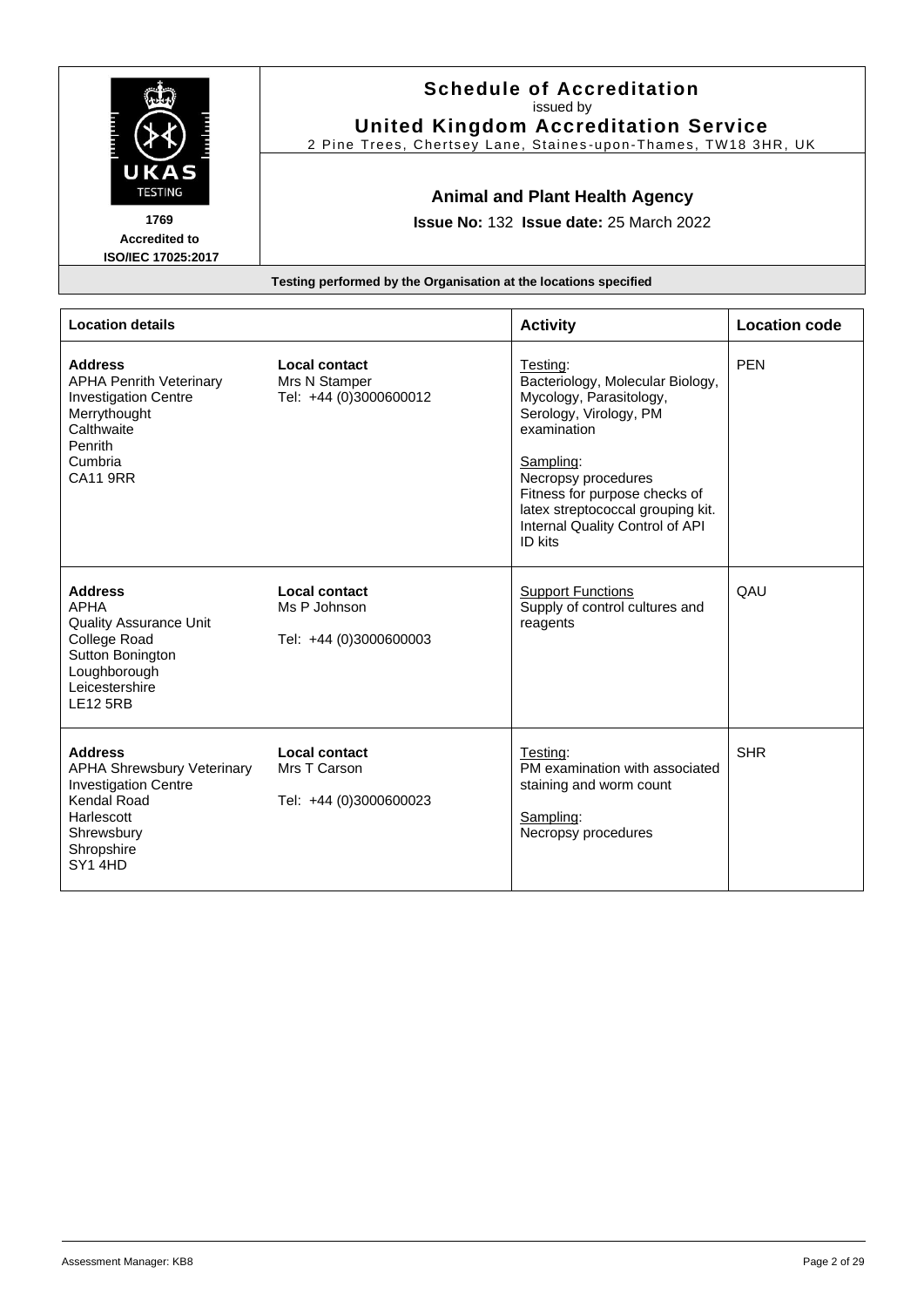## Schedule of Accreditation

issued by

**United Kingdom Accreditation Service**

2 Pine Trees, Chertsey Lane, Staines-upon-Thames, TW18 3HR, UK

UKAS TESTING

**1769**

**Accredited to ISO/IEC 17025:2017**

### Animal and Plant Health Agency

**Issue No:** 132 **Issue date:** 25 March 2022

**Testing performed by the Organisation at the locations specified**

| Location details | | Activity | Location code |
|---|---|---|---|
| **Address**<br>APHA Penrith Veterinary Investigation Centre<br>Merrythought<br>Calthwaite<br>Penrith<br>Cumbria<br>CA11 9RR | **Local contact**<br>Mrs N Stamper<br>Tel: +44 (0)3000600012 | Testing:<br>Bacteriology, Molecular Biology, Mycology, Parasitology, Serology, Virology, PM examination<br><br>Sampling:<br>Necropsy procedures<br>Fitness for purpose checks of latex streptococcal grouping kit.<br>Internal Quality Control of API ID kits | PEN |
| **Address**<br>APHA<br>Quality Assurance Unit<br>College Road<br>Sutton Bonington<br>Loughborough<br>Leicestershire<br>LE12 5RB | **Local contact**<br>Ms P Johnson<br><br>Tel: +44 (0)3000600003 | Support Functions<br>Supply of control cultures and reagents | QAU |
| **Address**<br>APHA Shrewsbury Veterinary Investigation Centre<br>Kendal Road<br>Harlescott<br>Shrewsbury<br>Shropshire<br>SY1 4HD | **Local contact**<br>Mrs T Carson<br><br>Tel: +44 (0)3000600023 | Testing:<br>PM examination with associated staining and worm count<br><br>Sampling:<br>Necropsy procedures | SHR |

Assessment Manager: KB8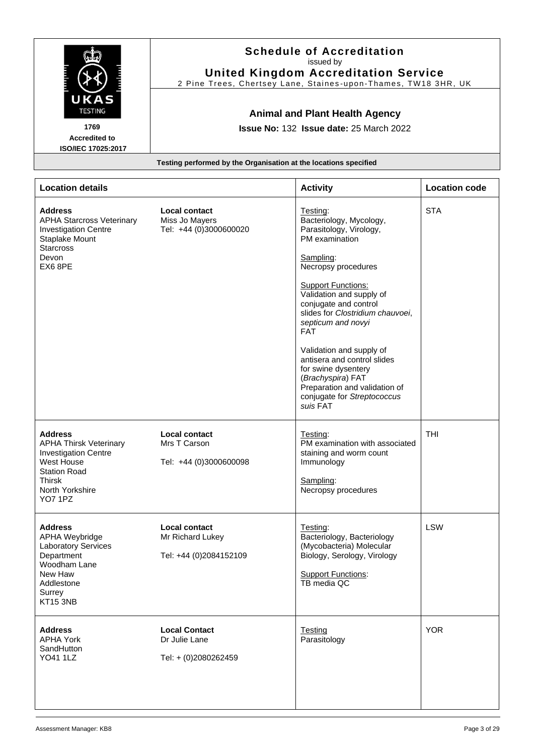**Schedule of Accreditation**
issued by
**United Kingdom Accreditation Service**
2 Pine Trees, Chertsey Lane, Staines-upon-Thames, TW18 3HR, UK

UKAS TESTING
1769
Accredited to
ISO/IEC 17025:2017

**Animal and Plant Health Agency**

**Issue No:** 132 **Issue date:** 25 March 2022

**Testing performed by the Organisation at the locations specified**

| Location details | | Activity | Location code |
|---|---|---|---|
| **Address**<br>APHA Starcross Veterinary Investigation Centre<br>Staplake Mount<br>Starcross<br>Devon<br>EX6 8PE | **Local contact**<br>Miss Jo Mayers<br>Tel: +44 (0)3000600020 | Testing:<br>Bacteriology, Mycology, Parasitology, Virology, PM examination<br><br>Sampling:<br>Necropsy procedures<br><br>Support Functions:<br>Validation and supply of conjugate and control slides for *Clostridium chauvoei*, *septicum and novyi* FAT<br><br>Validation and supply of antisera and control slides for swine dysentery (*Brachyspira*) FAT<br>Preparation and validation of conjugate for *Streptococcus suis* FAT | STA |
| **Address**<br>APHA Thirsk Veterinary Investigation Centre<br>West House<br>Station Road<br>Thirsk<br>North Yorkshire<br>YO7 1PZ | **Local contact**<br>Mrs T Carson<br><br>Tel: +44 (0)3000600098 | Testing:<br>PM examination with associated staining and worm count<br>Immunology<br><br>Sampling:<br>Necropsy procedures | THI |
| **Address**<br>APHA Weybridge<br>Laboratory Services Department<br>Woodham Lane<br>New Haw<br>Addlestone<br>Surrey<br>KT15 3NB | **Local contact**<br>Mr Richard Lukey<br><br>Tel: +44 (0)2084152109 | Testing:<br>Bacteriology, Bacteriology (Mycobacteria) Molecular Biology, Serology, Virology<br><br>Support Functions:<br>TB media QC | LSW |
| **Address**<br>APHA York<br>SandHutton<br>YO41 1LZ | **Local Contact**<br>Dr Julie Lane<br><br>Tel: + (0)2080262459 | Testing<br>Parasitology | YOR |

Assessment Manager: KB8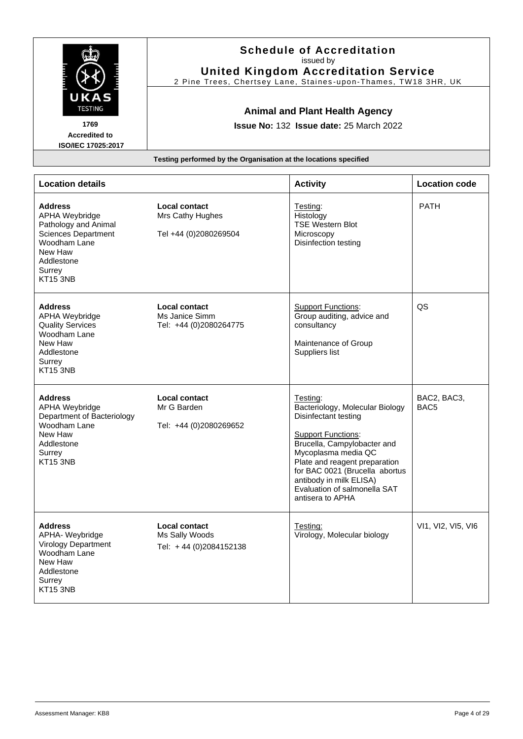# Schedule of Accreditation

issued by

**United Kingdom Accreditation Service**

2 Pine Trees, Chertsey Lane, Staines-upon-Thames, TW18 3HR, UK

**1769**
**Accredited to ISO/IEC 17025:2017**

## Animal and Plant Health Agency

**Issue No:** 132 **Issue date:** 25 March 2022

**Testing performed by the Organisation at the locations specified**

| Location details | | Activity | Location code |
|---|---|---|---|
| **Address**<br>APHA Weybridge<br>Pathology and Animal Sciences Department<br>Woodham Lane<br>New Haw<br>Addlestone<br>Surrey<br>KT15 3NB | **Local contact**<br>Mrs Cathy Hughes<br><br>Tel +44 (0)2080269504 | Testing:<br>Histology<br>TSE Western Blot<br>Microscopy<br>Disinfection testing | PATH |
| **Address**<br>APHA Weybridge<br>Quality Services<br>Woodham Lane<br>New Haw<br>Addlestone<br>Surrey<br>KT15 3NB | **Local contact**<br>Ms Janice Simm<br>Tel: +44 (0)2080264775 | Support Functions:<br>Group auditing, advice and consultancy<br><br>Maintenance of Group Suppliers list | QS |
| **Address**<br>APHA Weybridge<br>Department of Bacteriology<br>Woodham Lane<br>New Haw<br>Addlestone<br>Surrey<br>KT15 3NB | **Local contact**<br>Mr G Barden<br><br>Tel: +44 (0)2080269652 | Testing:<br>Bacteriology, Molecular Biology<br>Disinfectant testing<br><br>Support Functions:<br>Brucella, Campylobacter and Mycoplasma media QC<br>Plate and reagent preparation for BAC 0021 (Brucella abortus antibody in milk ELISA)<br>Evaluation of salmonella SAT antisera to APHA | BAC2, BAC3, BAC5 |
| **Address**<br>APHA- Weybridge<br>Virology Department<br>Woodham Lane<br>New Haw<br>Addlestone<br>Surrey<br>KT15 3NB | **Local contact**<br>Ms Sally Woods<br>Tel: + 44 (0)2084152138 | Testing:<br>Virology, Molecular biology | VI1, VI2, VI5, VI6 |

Assessment Manager: KB8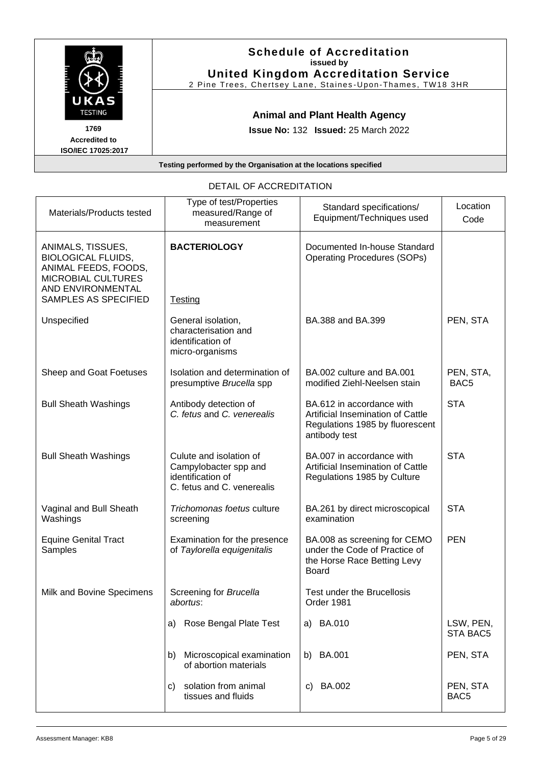**Schedule of Accreditation**
**issued by**
**United Kingdom Accreditation Service**
2 Pine Trees, Chertsey Lane, Staines-Upon-Thames, TW18 3HR

1769
Accredited to
ISO/IEC 17025:2017

**Animal and Plant Health Agency**

**Issue No:** 132 **Issued:** 25 March 2022

**Testing performed by the Organisation at the locations specified**

DETAIL OF ACCREDITATION

| Materials/Products tested | Type of test/Properties measured/Range of measurement | Standard specifications/ Equipment/Techniques used | Location Code |
|---|---|---|---|
| ANIMALS, TISSUES, BIOLOGICAL FLUIDS, ANIMAL FEEDS, FOODS, MICROBIAL CULTURES AND ENVIRONMENTAL SAMPLES AS SPECIFIED | **BACTERIOLOGY**<br><br>Testing | Documented In-house Standard Operating Procedures (SOPs) | |
| Unspecified | General isolation, characterisation and identification of micro-organisms | BA.388 and BA.399 | PEN, STA |
| Sheep and Goat Foetuses | Isolation and determination of presumptive *Brucella* spp | BA.002 culture and BA.001 modified Ziehl-Neelsen stain | PEN, STA, BAC5 |
| Bull Sheath Washings | Antibody detection of *C. fetus* and *C. venerealis* | BA.612 in accordance with Artificial Insemination of Cattle Regulations 1985 by fluorescent antibody test | STA |
| Bull Sheath Washings | Culute and isolation of Campylobacter spp and identification of C. fetus and C. venerealis | BA.007 in accordance with Artificial Insemination of Cattle Regulations 1985 by Culture | STA |
| Vaginal and Bull Sheath Washings | *Trichomonas foetus* culture screening | BA.261 by direct microscopical examination | STA |
| Equine Genital Tract Samples | Examination for the presence of *Taylorella equigenitalis* | BA.008 as screening for CEMO under the Code of Practice of the Horse Race Betting Levy Board | PEN |
| Milk and Bovine Specimens | Screening for *Brucella abortus*: | Test under the Brucellosis Order 1981 | |
| | a) Rose Bengal Plate Test | a) BA.010 | LSW, PEN, STA BAC5 |
| | b) Microscopical examination of abortion materials | b) BA.001 | PEN, STA |
| | c) solation from animal tissues and fluids | c) BA.002 | PEN, STA BAC5 |

Assessment Manager: KB8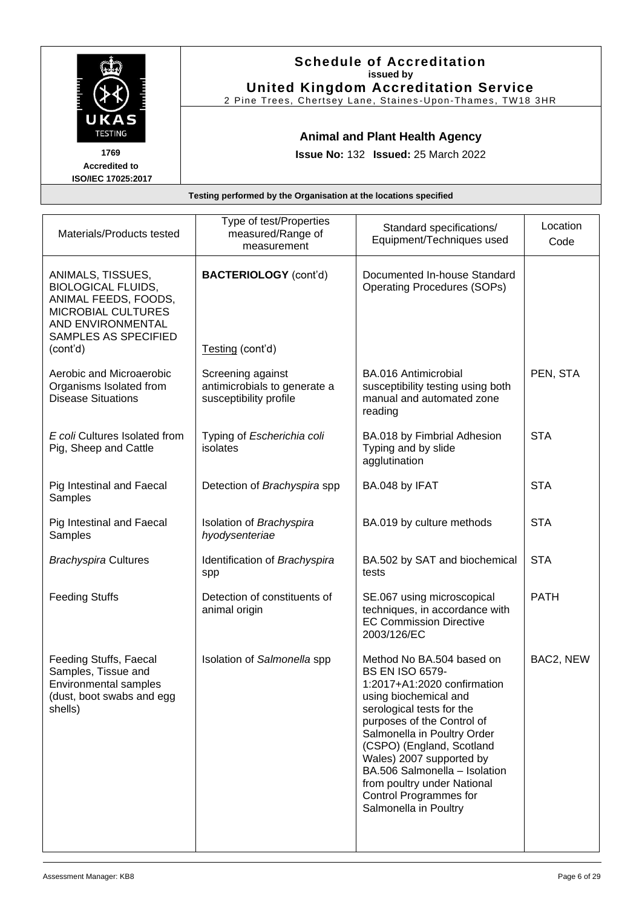# Schedule of Accreditation

**issued by**

**United Kingdom Accreditation Service**

2 Pine Trees, Chertsey Lane, Staines-Upon-Thames, TW18 3HR

1769
Accredited to
ISO/IEC 17025:2017

**Animal and Plant Health Agency**

**Issue No:** 132 **Issued:** 25 March 2022

**Testing performed by the Organisation at the locations specified**

| Materials/Products tested | Type of test/Properties measured/Range of measurement | Standard specifications/ Equipment/Techniques used | Location Code |
|---|---|---|---|
| ANIMALS, TISSUES, BIOLOGICAL FLUIDS, ANIMAL FEEDS, FOODS, MICROBIAL CULTURES AND ENVIRONMENTAL SAMPLES AS SPECIFIED (cont'd) | **BACTERIOLOGY** (cont'd)<br><br>Testing (cont'd) | Documented In-house Standard Operating Procedures (SOPs) | |
| Aerobic and Microaerobic Organisms Isolated from Disease Situations | Screening against antimicrobials to generate a susceptibility profile | BA.016 Antimicrobial susceptibility testing using both manual and automated zone reading | PEN, STA |
| *E coli* Cultures Isolated from Pig, Sheep and Cattle | Typing of *Escherichia coli* isolates | BA.018 by Fimbrial Adhesion Typing and by slide agglutination | STA |
| Pig Intestinal and Faecal Samples | Detection of *Brachyspira* spp | BA.048 by IFAT | STA |
| Pig Intestinal and Faecal Samples | Isolation of *Brachyspira hyodysenteriae* | BA.019 by culture methods | STA |
| *Brachyspira* Cultures | Identification of *Brachyspira* spp | BA.502 by SAT and biochemical tests | STA |
| Feeding Stuffs | Detection of constituents of animal origin | SE.067 using microscopical techniques, in accordance with EC Commission Directive 2003/126/EC | PATH |
| Feeding Stuffs, Faecal Samples, Tissue and Environmental samples (dust, boot swabs and egg shells) | Isolation of *Salmonella* spp | Method No BA.504 based on BS EN ISO 6579-1:2017+A1:2020 confirmation using biochemical and serological tests for the purposes of the Control of Salmonella in Poultry Order (CSPO) (England, Scotland Wales) 2007 supported by BA.506 Salmonella – Isolation from poultry under National Control Programmes for Salmonella in Poultry | BAC2, NEW |

Assessment Manager: KB8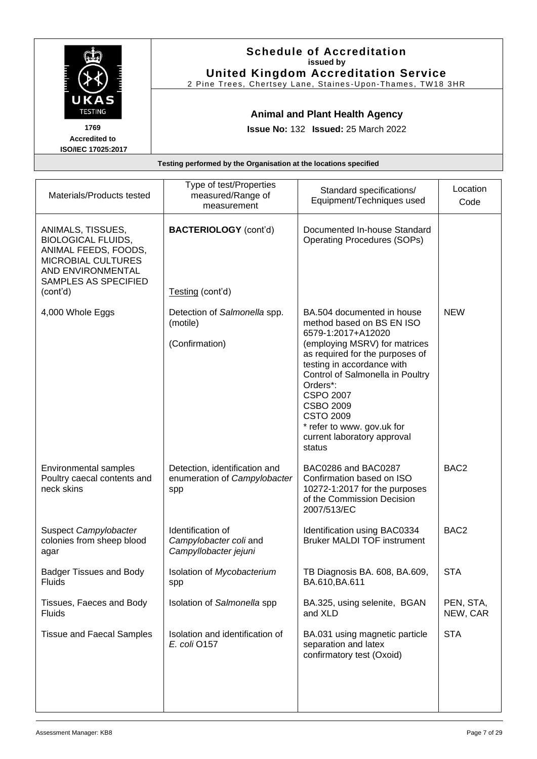# Schedule of Accreditation

issued by

**United Kingdom Accreditation Service**

2 Pine Trees, Chertsey Lane, Staines-Upon-Thames, TW18 3HR

UKAS TESTING

1769

Accredited to ISO/IEC 17025:2017

**Animal and Plant Health Agency**

**Issue No:** 132 **Issued:** 25 March 2022

**Testing performed by the Organisation at the locations specified**

| Materials/Products tested | Type of test/Properties measured/Range of measurement | Standard specifications/ Equipment/Techniques used | Location Code |
|---|---|---|---|
| ANIMALS, TISSUES, BIOLOGICAL FLUIDS, ANIMAL FEEDS, FOODS, MICROBIAL CULTURES AND ENVIRONMENTAL SAMPLES AS SPECIFIED (cont'd) | **BACTERIOLOGY** (cont'd)<br><br>Testing (cont'd) | Documented In-house Standard Operating Procedures (SOPs) | |
| 4,000 Whole Eggs | Detection of *Salmonella* spp. (motile)<br><br>(Confirmation) | BA.504 documented in house method based on BS EN ISO 6579-1:2017+A12020 (employing MSRV) for matrices as required for the purposes of testing in accordance with Control of Salmonella in Poultry Orders*:<br>CSPO 2007<br>CSBO 2009<br>CSTO 2009<br>* refer to www. gov.uk for current laboratory approval status | NEW |
| Environmental samples Poultry caecal contents and neck skins | Detection, identification and enumeration of *Campylobacter* spp | BAC0286 and BAC0287 Confirmation based on ISO 10272-1:2017 for the purposes of the Commission Decision 2007/513/EC | BAC2 |
| Suspect *Campylobacter* colonies from sheep blood agar | Identification of *Campylobacter coli* and *Campyllobacter jejuni* | Identification using BAC0334 Bruker MALDI TOF instrument | BAC2 |
| Badger Tissues and Body Fluids | Isolation of *Mycobacterium* spp | TB Diagnosis BA. 608, BA.609, BA.610,BA.611 | STA |
| Tissues, Faeces and Body Fluids | Isolation of *Salmonella* spp | BA.325, using selenite, BGAN and XLD | PEN, STA, NEW, CAR |
| Tissue and Faecal Samples | Isolation and identification of *E. coli* O157 | BA.031 using magnetic particle separation and latex confirmatory test (Oxoid) | STA |

Assessment Manager: KB8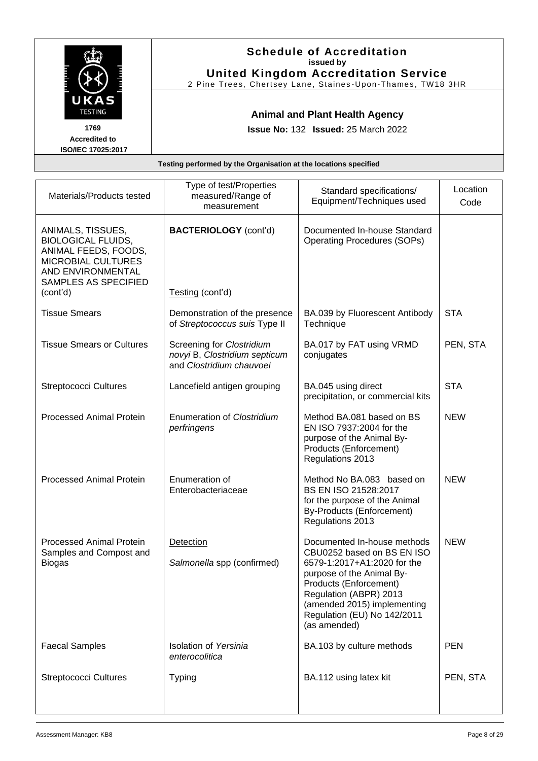# Schedule of Accreditation

**issued by**

**United Kingdom Accreditation Service**

2 Pine Trees, Chertsey Lane, Staines-Upon-Thames, TW18 3HR

1769
Accredited to
ISO/IEC 17025:2017

## Animal and Plant Health Agency

**Issue No:** 132 **Issued:** 25 March 2022

**Testing performed by the Organisation at the locations specified**

| Materials/Products tested | Type of test/Properties measured/Range of measurement | Standard specifications/ Equipment/Techniques used | Location Code |
|---|---|---|---|
| ANIMALS, TISSUES, BIOLOGICAL FLUIDS, ANIMAL FEEDS, FOODS, MICROBIAL CULTURES AND ENVIRONMENTAL SAMPLES AS SPECIFIED (cont'd) | **BACTERIOLOGY** (cont'd)<br><br>Testing (cont'd) | Documented In-house Standard Operating Procedures (SOPs) | |
| Tissue Smears | Demonstration of the presence of *Streptococcus suis* Type II | BA.039 by Fluorescent Antibody Technique | STA |
| Tissue Smears or Cultures | Screening for *Clostridium novyi* B, *Clostridium septicum* and *Clostridium chauvoei* | BA.017 by FAT using VRMD conjugates | PEN, STA |
| Streptococci Cultures | Lancefield antigen grouping | BA.045 using direct precipitation, or commercial kits | STA |
| Processed Animal Protein | Enumeration of *Clostridium perfringens* | Method BA.081 based on BS EN ISO 7937:2004 for the purpose of the Animal By-Products (Enforcement) Regulations 2013 | NEW |
| Processed Animal Protein | Enumeration of Enterobacteriaceae | Method No BA.083 based on BS EN ISO 21528:2017 for the purpose of the Animal By-Products (Enforcement) Regulations 2013 | NEW |
| Processed Animal Protein Samples and Compost and Biogas | Detection<br><br>*Salmonella* spp (confirmed) | Documented In-house methods CBU0252 based on BS EN ISO 6579-1:2017+A1:2020 for the purpose of the Animal By-Products (Enforcement) Regulation (ABPR) 2013 (amended 2015) implementing Regulation (EU) No 142/2011 (as amended) | NEW |
| Faecal Samples | Isolation of *Yersinia enterocolitica* | BA.103 by culture methods | PEN |
| Streptococci Cultures | Typing | BA.112 using latex kit | PEN, STA |

Assessment Manager: KB8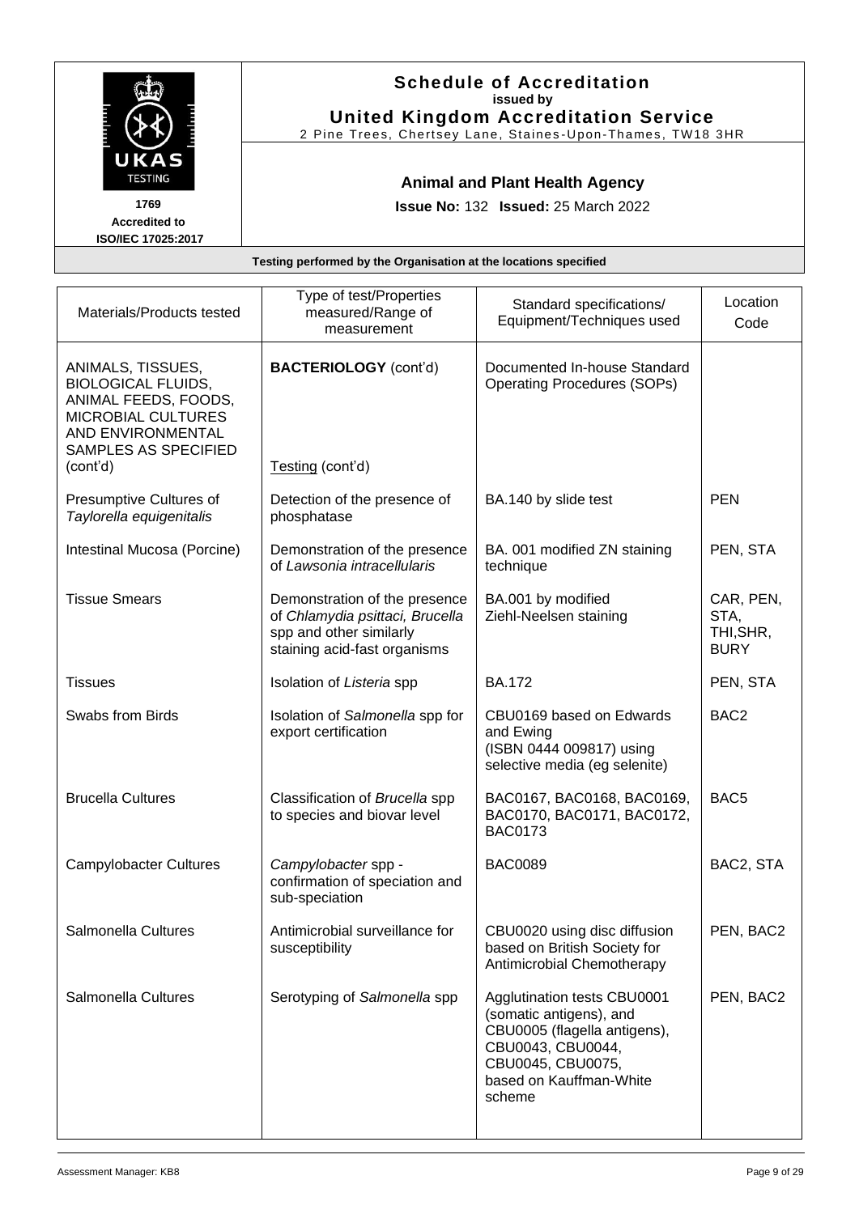# Schedule of Accreditation

**issued by**

**United Kingdom Accreditation Service**

2 Pine Trees, Chertsey Lane, Staines-Upon-Thames, TW18 3HR

1769
Accredited to
ISO/IEC 17025:2017

## Animal and Plant Health Agency

**Issue No:** 132 **Issued:** 25 March 2022

**Testing performed by the Organisation at the locations specified**

| Materials/Products tested | Type of test/Properties measured/Range of measurement | Standard specifications/ Equipment/Techniques used | Location Code |
|---|---|---|---|
| ANIMALS, TISSUES, BIOLOGICAL FLUIDS, ANIMAL FEEDS, FOODS, MICROBIAL CULTURES AND ENVIRONMENTAL SAMPLES AS SPECIFIED (cont'd) | **BACTERIOLOGY** (cont'd)<br><br>Testing (cont'd) | Documented In-house Standard Operating Procedures (SOPs) | |
| Presumptive Cultures of *Taylorella equigenitalis* | Detection of the presence of phosphatase | BA.140 by slide test | PEN |
| Intestinal Mucosa (Porcine) | Demonstration of the presence of *Lawsonia intracellularis* | BA. 001 modified ZN staining technique | PEN, STA |
| Tissue Smears | Demonstration of the presence of *Chlamydia psittaci, Brucella* spp and other similarly staining acid-fast organisms | BA.001 by modified Ziehl-Neelsen staining | CAR, PEN, STA, THI,SHR, BURY |
| Tissues | Isolation of *Listeria* spp | BA.172 | PEN, STA |
| Swabs from Birds | Isolation of *Salmonella* spp for export certification | CBU0169 based on Edwards and Ewing (ISBN 0444 009817) using selective media (eg selenite) | BAC2 |
| Brucella Cultures | Classification of *Brucella* spp to species and biovar level | BAC0167, BAC0168, BAC0169, BAC0170, BAC0171, BAC0172, BAC0173 | BAC5 |
| Campylobacter Cultures | *Campylobacter* spp - confirmation of speciation and sub-speciation | BAC0089 | BAC2, STA |
| Salmonella Cultures | Antimicrobial surveillance for susceptibility | CBU0020 using disc diffusion based on British Society for Antimicrobial Chemotherapy | PEN, BAC2 |
| Salmonella Cultures | Serotyping of *Salmonella* spp | Agglutination tests CBU0001 (somatic antigens), and CBU0005 (flagella antigens), CBU0043, CBU0044, CBU0045, CBU0075, based on Kauffman-White scheme | PEN, BAC2 |

Assessment Manager: KB8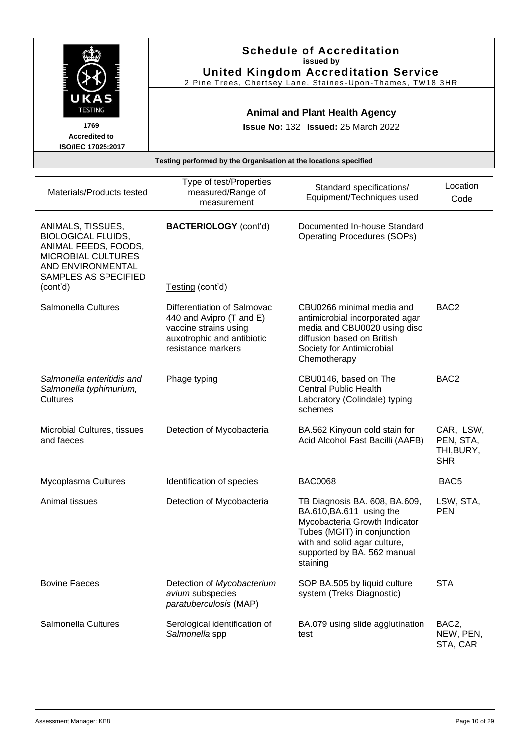**Schedule of Accreditation**
issued by
**United Kingdom Accreditation Service**
2 Pine Trees, Chertsey Lane, Staines-Upon-Thames, TW18 3HR

1769
Accredited to
ISO/IEC 17025:2017

**Animal and Plant Health Agency**

**Issue No:** 132 **Issued:** 25 March 2022

**Testing performed by the Organisation at the locations specified**

| Materials/Products tested | Type of test/Properties measured/Range of measurement | Standard specifications/ Equipment/Techniques used | Location Code |
|---|---|---|---|
| ANIMALS, TISSUES, BIOLOGICAL FLUIDS, ANIMAL FEEDS, FOODS, MICROBIAL CULTURES AND ENVIRONMENTAL SAMPLES AS SPECIFIED (cont'd) | **BACTERIOLOGY** (cont'd)<br><br>Testing (cont'd) | Documented In-house Standard Operating Procedures (SOPs) | |
| Salmonella Cultures | Differentiation of Salmovac 440 and Avipro (T and E) vaccine strains using auxotrophic and antibiotic resistance markers | CBU0266 minimal media and antimicrobial incorporated agar media and CBU0020 using disc diffusion based on British Society for Antimicrobial Chemotherapy | BAC2 |
| *Salmonella enteritidis and Salmonella typhimurium,* Cultures | Phage typing | CBU0146, based on The Central Public Health Laboratory (Colindale) typing schemes | BAC2 |
| Microbial Cultures, tissues and faeces | Detection of Mycobacteria | BA.562 Kinyoun cold stain for Acid Alcohol Fast Bacilli (AAFB) | CAR, LSW, PEN, STA, THI,BURY, SHR |
| Mycoplasma Cultures | Identification of species | BAC0068 | BAC5 |
| Animal tissues | Detection of Mycobacteria | TB Diagnosis BA. 608, BA.609, BA.610,BA.611 using the Mycobacteria Growth Indicator Tubes (MGIT) in conjunction with and solid agar culture, supported by BA. 562 manual staining | LSW, STA, PEN |
| Bovine Faeces | Detection of *Mycobacterium avium* subspecies *paratuberculosis* (MAP) | SOP BA.505 by liquid culture system (Treks Diagnostic) | STA |
| Salmonella Cultures | Serological identification of *Salmonella* spp | BA.079 using slide agglutination test | BAC2, NEW, PEN, STA, CAR |

Assessment Manager: KB8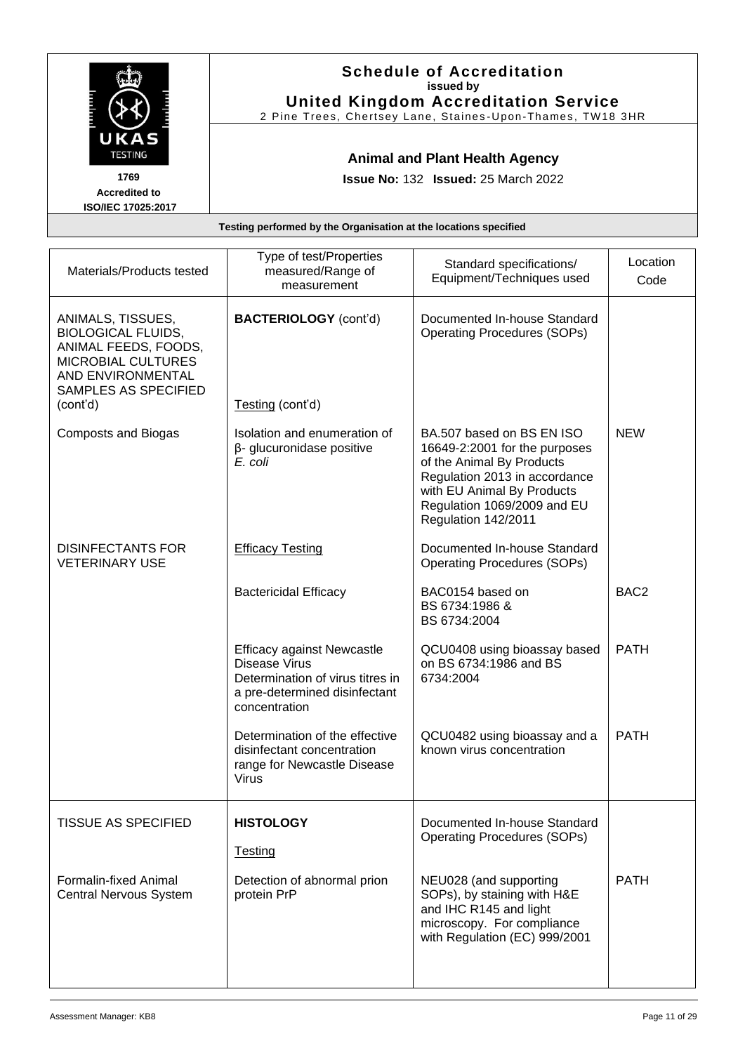# Schedule of Accreditation

issued by

**United Kingdom Accreditation Service**

2 Pine Trees, Chertsey Lane, Staines-Upon-Thames, TW18 3HR

1769
Accredited to
ISO/IEC 17025:2017

## Animal and Plant Health Agency

**Issue No:** 132 **Issued:** 25 March 2022

**Testing performed by the Organisation at the locations specified**

| Materials/Products tested | Type of test/Properties measured/Range of measurement | Standard specifications/ Equipment/Techniques used | Location Code |
|---|---|---|---|
| ANIMALS, TISSUES, BIOLOGICAL FLUIDS, ANIMAL FEEDS, FOODS, MICROBIAL CULTURES AND ENVIRONMENTAL SAMPLES AS SPECIFIED (cont'd) | **BACTERIOLOGY** (cont'd)<br><br>Testing (cont'd) | Documented In-house Standard Operating Procedures (SOPs) | |
| Composts and Biogas | Isolation and enumeration of β- glucuronidase positive *E. coli* | BA.507 based on BS EN ISO 16649-2:2001 for the purposes of the Animal By Products Regulation 2013 in accordance with EU Animal By Products Regulation 1069/2009 and EU Regulation 142/2011 | NEW |
| DISINFECTANTS FOR VETERINARY USE | Efficacy Testing | Documented In-house Standard Operating Procedures (SOPs) | |
| | Bactericidal Efficacy | BAC0154 based on BS 6734:1986 & BS 6734:2004 | BAC2 |
| | Efficacy against Newcastle Disease Virus Determination of virus titres in a pre-determined disinfectant concentration | QCU0408 using bioassay based on BS 6734:1986 and BS 6734:2004 | PATH |
| | Determination of the effective disinfectant concentration range for Newcastle Disease Virus | QCU0482 using bioassay and a known virus concentration | PATH |
| TISSUE AS SPECIFIED | **HISTOLOGY**<br><br>Testing | Documented In-house Standard Operating Procedures (SOPs) | |
| Formalin-fixed Animal Central Nervous System | Detection of abnormal prion protein PrP | NEU028 (and supporting SOPs), by staining with H&E and IHC R145 and light microscopy. For compliance with Regulation (EC) 999/2001 | PATH |

Assessment Manager: KB8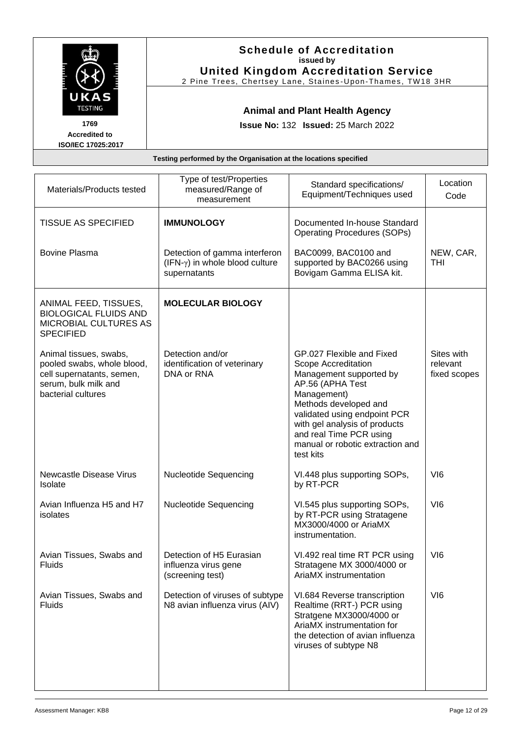**Schedule of Accreditation**
**issued by**
**United Kingdom Accreditation Service**
2 Pine Trees, Chertsey Lane, Staines-Upon-Thames, TW18 3HR

**1769**
**Accredited to**
**ISO/IEC 17025:2017**

**Animal and Plant Health Agency**

**Issue No:** 132 **Issued:** 25 March 2022

**Testing performed by the Organisation at the locations specified**

| Materials/Products tested | Type of test/Properties measured/Range of measurement | Standard specifications/ Equipment/Techniques used | Location Code |
|---|---|---|---|
| TISSUE AS SPECIFIED | **IMMUNOLOGY** | Documented In-house Standard Operating Procedures (SOPs) | |
| Bovine Plasma | Detection of gamma interferon (IFN-$\gamma$) in whole blood culture supernatants | BAC0099, BAC0100 and supported by BAC0266 using Bovigam Gamma ELISA kit. | NEW, CAR, THI |
| ANIMAL FEED, TISSUES, BIOLOGICAL FLUIDS AND MICROBIAL CULTURES AS SPECIFIED | **MOLECULAR BIOLOGY** | | |
| Animal tissues, swabs, pooled swabs, whole blood, cell supernatants, semen, serum, bulk milk and bacterial cultures | Detection and/or identification of veterinary DNA or RNA | GP.027 Flexible and Fixed Scope Accreditation Management supported by AP.56 (APHA Test Management) Methods developed and validated using endpoint PCR with gel analysis of products and real Time PCR using manual or robotic extraction and test kits | Sites with relevant fixed scopes |
| Newcastle Disease Virus Isolate | Nucleotide Sequencing | VI.448 plus supporting SOPs, by RT-PCR | VI6 |
| Avian Influenza H5 and H7 isolates | Nucleotide Sequencing | VI.545 plus supporting SOPs, by RT-PCR using Stratagene MX3000/4000 or AriaMX instrumentation. | VI6 |
| Avian Tissues, Swabs and Fluids | Detection of H5 Eurasian influenza virus gene (screening test) | VI.492 real time RT PCR using Stratagene MX 3000/4000 or AriaMX instrumentation | VI6 |
| Avian Tissues, Swabs and Fluids | Detection of viruses of subtype N8 avian influenza virus (AIV) | VI.684 Reverse transcription Realtime (RRT-) PCR using Stratgene MX3000/4000 or AriaMX instrumentation for the detection of avian influenza viruses of subtype N8 | VI6 |

Assessment Manager: KB8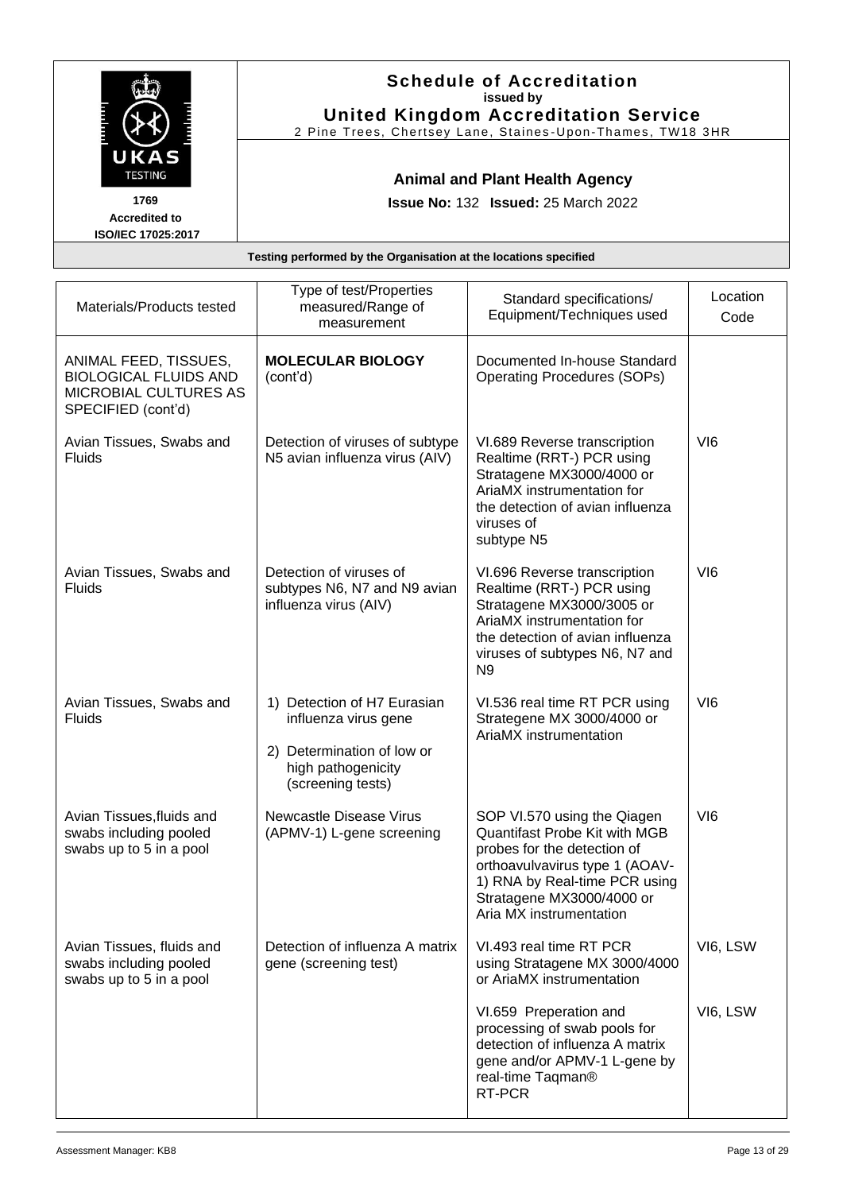# Schedule of Accreditation

**issued by**

**United Kingdom Accreditation Service**

2 Pine Trees, Chertsey Lane, Staines-Upon-Thames, TW18 3HR

1769
Accredited to
ISO/IEC 17025:2017

## Animal and Plant Health Agency

**Issue No:** 132 **Issued:** 25 March 2022

**Testing performed by the Organisation at the locations specified**

| Materials/Products tested | Type of test/Properties measured/Range of measurement | Standard specifications/ Equipment/Techniques used | Location Code |
|---|---|---|---|
| ANIMAL FEED, TISSUES, BIOLOGICAL FLUIDS AND MICROBIAL CULTURES AS SPECIFIED (cont'd) | **MOLECULAR BIOLOGY** (cont'd) | Documented In-house Standard Operating Procedures (SOPs) | |
| Avian Tissues, Swabs and Fluids | Detection of viruses of subtype N5 avian influenza virus (AIV) | VI.689 Reverse transcription Realtime (RRT-) PCR using Stratagene MX3000/4000 or AriaMX instrumentation for the detection of avian influenza viruses of subtype N5 | VI6 |
| Avian Tissues, Swabs and Fluids | Detection of viruses of subtypes N6, N7 and N9 avian influenza virus (AIV) | VI.696 Reverse transcription Realtime (RRT-) PCR using Stratagene MX3000/3005 or AriaMX instrumentation for the detection of avian influenza viruses of subtypes N6, N7 and N9 | VI6 |
| Avian Tissues, Swabs and Fluids | 1) Detection of H7 Eurasian influenza virus gene<br>2) Determination of low or high pathogenicity (screening tests) | VI.536 real time RT PCR using Strategene MX 3000/4000 or AriaMX instrumentation | VI6 |
| Avian Tissues,fluids and swabs including pooled swabs up to 5 in a pool | Newcastle Disease Virus (APMV-1) L-gene screening | SOP VI.570 using the Qiagen Quantifast Probe Kit with MGB probes for the detection of orthoavulvavirus type 1 (AOAV-1) RNA by Real-time PCR using Stratagene MX3000/4000 or Aria MX instrumentation | VI6 |
| Avian Tissues, fluids and swabs including pooled swabs up to 5 in a pool | Detection of influenza A matrix gene (screening test) | VI.493 real time RT PCR using Stratagene MX 3000/4000 or AriaMX instrumentation | VI6, LSW |
| | | VI.659 Preperation and processing of swab pools for detection of influenza A matrix gene and/or APMV-1 L-gene by real-time Taqman® RT-PCR | VI6, LSW |

Assessment Manager: KB8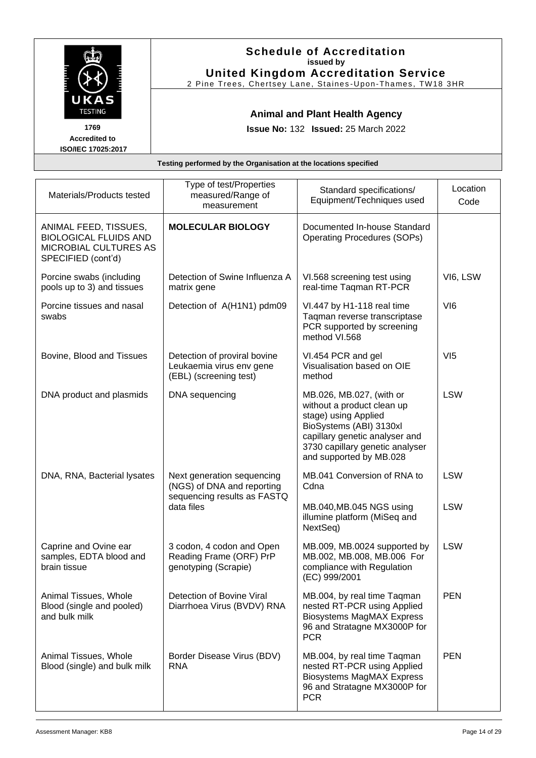# Schedule of Accreditation

issued by

**United Kingdom Accreditation Service**

2 Pine Trees, Chertsey Lane, Staines-Upon-Thames, TW18 3HR

1769
Accredited to
ISO/IEC 17025:2017

## Animal and Plant Health Agency

**Issue No:** 132 **Issued:** 25 March 2022

**Testing performed by the Organisation at the locations specified**

| Materials/Products tested | Type of test/Properties measured/Range of measurement | Standard specifications/ Equipment/Techniques used | Location Code |
|---|---|---|---|
| ANIMAL FEED, TISSUES, BIOLOGICAL FLUIDS AND MICROBIAL CULTURES AS SPECIFIED (cont'd) | **MOLECULAR BIOLOGY** | Documented In-house Standard Operating Procedures (SOPs) | |
| Porcine swabs (including pools up to 3) and tissues | Detection of Swine Influenza A matrix gene | VI.568 screening test using real-time Taqman RT-PCR | VI6, LSW |
| Porcine tissues and nasal swabs | Detection of A(H1N1) pdm09 | VI.447 by H1-118 real time Taqman reverse transcriptase PCR supported by screening method VI.568 | VI6 |
| Bovine, Blood and Tissues | Detection of proviral bovine Leukaemia virus env gene (EBL) (screening test) | VI.454 PCR and gel Visualisation based on OIE method | VI5 |
| DNA product and plasmids | DNA sequencing | MB.026, MB.027, (with or without a product clean up stage) using Applied BioSystems (ABI) 3130xl capillary genetic analyser and 3730 capillary genetic analyser and supported by MB.028 | LSW |
| DNA, RNA, Bacterial lysates | Next generation sequencing (NGS) of DNA and reporting sequencing results as FASTQ data files | MB.041 Conversion of RNA to Cdna | LSW |
| | | MB.040,MB.045 NGS using illumine platform (MiSeq and NextSeq) | LSW |
| Caprine and Ovine ear samples, EDTA blood and brain tissue | 3 codon, 4 codon and Open Reading Frame (ORF) PrP genotyping (Scrapie) | MB.009, MB.0024 supported by MB.002, MB.008, MB.006 For compliance with Regulation (EC) 999/2001 | LSW |
| Animal Tissues, Whole Blood (single and pooled) and bulk milk | Detection of Bovine Viral Diarrhoea Virus (BVDV) RNA | MB.004, by real time Taqman nested RT-PCR using Applied Biosystems MagMAX Express 96 and Stratagne MX3000P for PCR | PEN |
| Animal Tissues, Whole Blood (single) and bulk milk | Border Disease Virus (BDV) RNA | MB.004, by real time Taqman nested RT-PCR using Applied Biosystems MagMAX Express 96 and Stratagne MX3000P for PCR | PEN |

Assessment Manager: KB8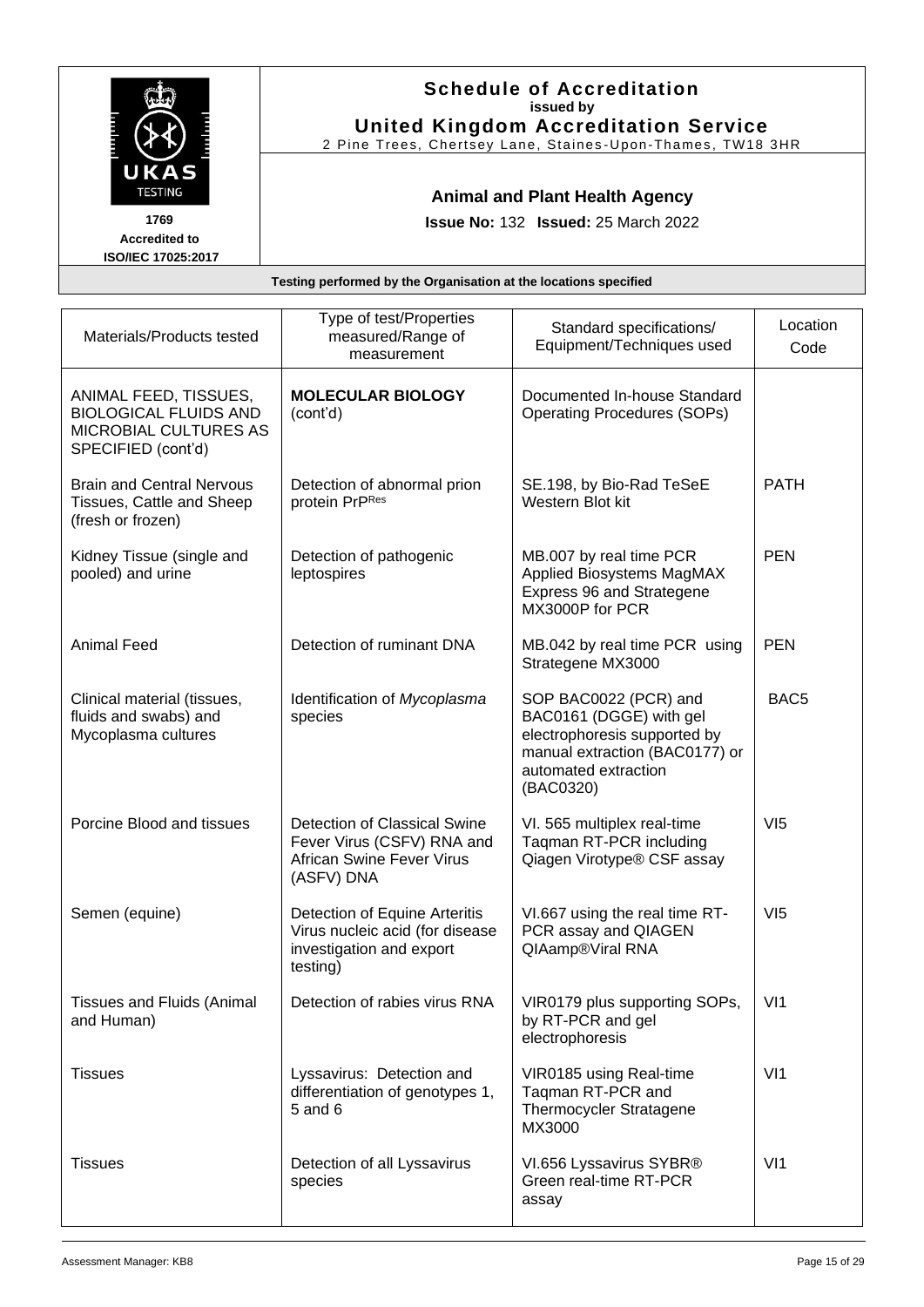**Schedule of Accreditation**
**issued by**
**United Kingdom Accreditation Service**
2 Pine Trees, Chertsey Lane, Staines-Upon-Thames, TW18 3HR

UKAS TESTING
**1769**
**Accredited to**
**ISO/IEC 17025:2017**

**Animal and Plant Health Agency**

**Issue No:** 132 **Issued:** 25 March 2022

**Testing performed by the Organisation at the locations specified**

| Materials/Products tested | Type of test/Properties measured/Range of measurement | Standard specifications/ Equipment/Techniques used | Location Code |
|---|---|---|---|
| ANIMAL FEED, TISSUES, BIOLOGICAL FLUIDS AND MICROBIAL CULTURES AS SPECIFIED (cont'd) | **MOLECULAR BIOLOGY** (cont'd) | Documented In-house Standard Operating Procedures (SOPs) | |
| Brain and Central Nervous Tissues, Cattle and Sheep (fresh or frozen) | Detection of abnormal prion protein $PrP^{Res}$ | SE.198, by Bio-Rad TeSeE Western Blot kit | PATH |
| Kidney Tissue (single and pooled) and urine | Detection of pathogenic leptospires | MB.007 by real time PCR Applied Biosystems MagMAX Express 96 and Strategene MX3000P for PCR | PEN |
| Animal Feed | Detection of ruminant DNA | MB.042 by real time PCR using Strategene MX3000 | PEN |
| Clinical material (tissues, fluids and swabs) and Mycoplasma cultures | Identification of *Mycoplasma* species | SOP BAC0022 (PCR) and BAC0161 (DGGE) with gel electrophoresis supported by manual extraction (BAC0177) or automated extraction (BAC0320) | BAC5 |
| Porcine Blood and tissues | Detection of Classical Swine Fever Virus (CSFV) RNA and African Swine Fever Virus (ASFV) DNA | VI. 565 multiplex real-time Taqman RT-PCR including Qiagen Virotype® CSF assay | VI5 |
| Semen (equine) | Detection of Equine Arteritis Virus nucleic acid (for disease investigation and export testing) | VI.667 using the real time RT-PCR assay and QIAGEN QIAamp®Viral RNA | VI5 |
| Tissues and Fluids (Animal and Human) | Detection of rabies virus RNA | VIR0179 plus supporting SOPs, by RT-PCR and gel electrophoresis | VI1 |
| Tissues | Lyssavirus: Detection and differentiation of genotypes 1, 5 and 6 | VIR0185 using Real-time Taqman RT-PCR and Thermocycler Stratagene MX3000 | VI1 |
| Tissues | Detection of all Lyssavirus species | VI.656 Lyssavirus SYBR® Green real-time RT-PCR assay | VI1 |

Assessment Manager: KB8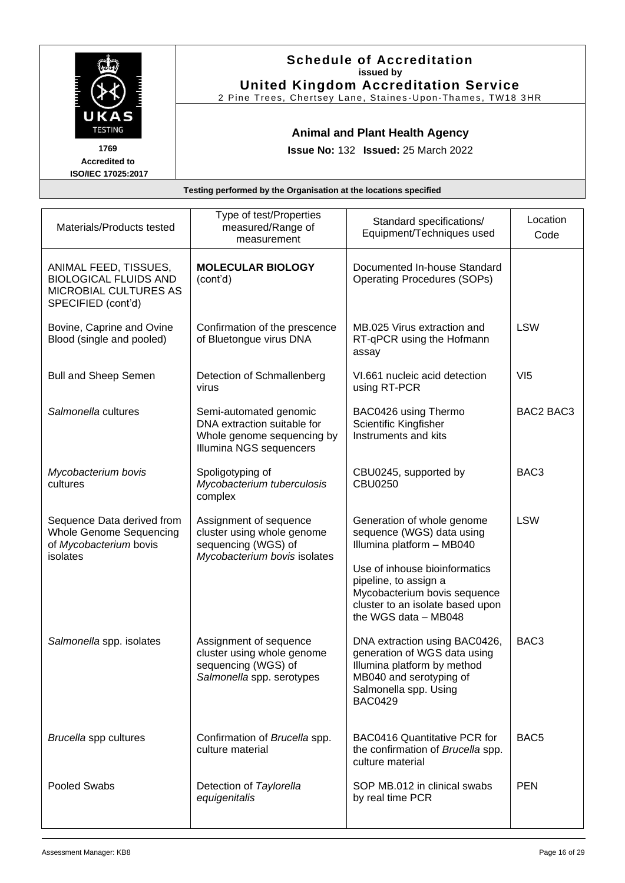# Schedule of Accreditation

**issued by**

**United Kingdom Accreditation Service**

2 Pine Trees, Chertsey Lane, Staines-Upon-Thames, TW18 3HR

1769
Accredited to
ISO/IEC 17025:2017

## Animal and Plant Health Agency

**Issue No:** 132 **Issued:** 25 March 2022

**Testing performed by the Organisation at the locations specified**

| Materials/Products tested | Type of test/Properties measured/Range of measurement | Standard specifications/ Equipment/Techniques used | Location Code |
|---|---|---|---|
| ANIMAL FEED, TISSUES, BIOLOGICAL FLUIDS AND MICROBIAL CULTURES AS SPECIFIED (cont'd) | **MOLECULAR BIOLOGY** (cont'd) | Documented In-house Standard Operating Procedures (SOPs) | |
| Bovine, Caprine and Ovine Blood (single and pooled) | Confirmation of the prescence of Bluetongue virus DNA | MB.025 Virus extraction and RT-qPCR using the Hofmann assay | LSW |
| Bull and Sheep Semen | Detection of Schmallenberg virus | VI.661 nucleic acid detection using RT-PCR | VI5 |
| *Salmonella* cultures | Semi-automated genomic DNA extraction suitable for Whole genome sequencing by Illumina NGS sequencers | BAC0426 using Thermo Scientific Kingfisher Instruments and kits | BAC2 BAC3 |
| *Mycobacterium bovis* cultures | Spoligotyping of *Mycobacterium tuberculosis* complex | CBU0245, supported by CBU0250 | BAC3 |
| Sequence Data derived from Whole Genome Sequencing of *Mycobacterium* bovis isolates | Assignment of sequence cluster using whole genome sequencing (WGS) of *Mycobacterium bovis* isolates | Generation of whole genome sequence (WGS) data using Illumina platform – MB040<br><br>Use of inhouse bioinformatics pipeline, to assign a Mycobacterium bovis sequence cluster to an isolate based upon the WGS data – MB048 | LSW |
| *Salmonella* spp. isolates | Assignment of sequence cluster using whole genome sequencing (WGS) of *Salmonella* spp. serotypes | DNA extraction using BAC0426, generation of WGS data using Illumina platform by method MB040 and serotyping of Salmonella spp. Using BAC0429 | BAC3 |
| *Brucella* spp cultures | Confirmation of *Brucella* spp. culture material | BAC0416 Quantitative PCR for the confirmation of *Brucella* spp. culture material | BAC5 |
| Pooled Swabs | Detection of *Taylorella equigenitalis* | SOP MB.012 in clinical swabs by real time PCR | PEN |

Assessment Manager: KB8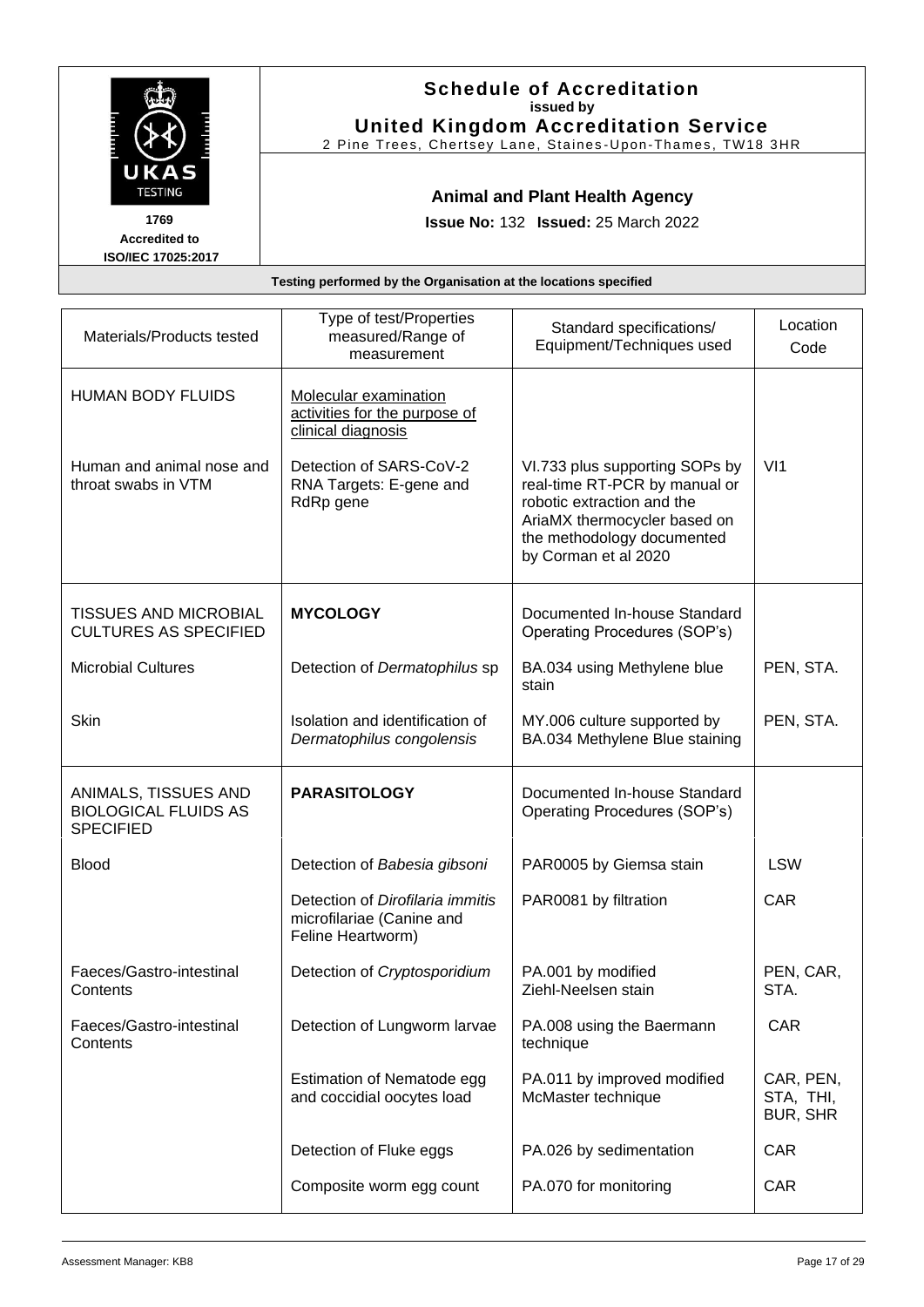# Schedule of Accreditation

**issued by**

**United Kingdom Accreditation Service**

2 Pine Trees, Chertsey Lane, Staines-Upon-Thames, TW18 3HR

**1769**
**Accredited to**
**ISO/IEC 17025:2017**

**Animal and Plant Health Agency**

**Issue No:** 132 **Issued:** 25 March 2022

**Testing performed by the Organisation at the locations specified**

| Materials/Products tested | Type of test/Properties measured/Range of measurement | Standard specifications/ Equipment/Techniques used | Location Code |
|---|---|---|---|
| HUMAN BODY FLUIDS | Molecular examination activities for the purpose of clinical diagnosis | | |
| Human and animal nose and throat swabs in VTM | Detection of SARS-CoV-2 RNA Targets: E-gene and RdRp gene | VI.733 plus supporting SOPs by real-time RT-PCR by manual or robotic extraction and the AriaMX thermocycler based on the methodology documented by Corman et al 2020 | VI1 |
| TISSUES AND MICROBIAL CULTURES AS SPECIFIED | **MYCOLOGY** | Documented In-house Standard Operating Procedures (SOP's) | |
| Microbial Cultures | Detection of *Dermatophilus* sp | BA.034 using Methylene blue stain | PEN, STA. |
| Skin | Isolation and identification of *Dermatophilus congolensis* | MY.006 culture supported by BA.034 Methylene Blue staining | PEN, STA. |
| ANIMALS, TISSUES AND BIOLOGICAL FLUIDS AS SPECIFIED | **PARASITOLOGY** | Documented In-house Standard Operating Procedures (SOP's) | |
| Blood | Detection of *Babesia gibsoni* | PAR0005 by Giemsa stain | LSW |
| | Detection of *Dirofilaria immitis* microfilariae (Canine and Feline Heartworm) | PAR0081 by filtration | CAR |
| Faeces/Gastro-intestinal Contents | Detection of *Cryptosporidium* | PA.001 by modified Ziehl-Neelsen stain | PEN, CAR, STA. |
| Faeces/Gastro-intestinal Contents | Detection of Lungworm larvae | PA.008 using the Baermann technique | CAR |
| | Estimation of Nematode egg and coccidial oocytes load | PA.011 by improved modified McMaster technique | CAR, PEN, STA, THI, BUR, SHR |
| | Detection of Fluke eggs | PA.026 by sedimentation | CAR |
| | Composite worm egg count | PA.070 for monitoring | CAR |

Assessment Manager: KB8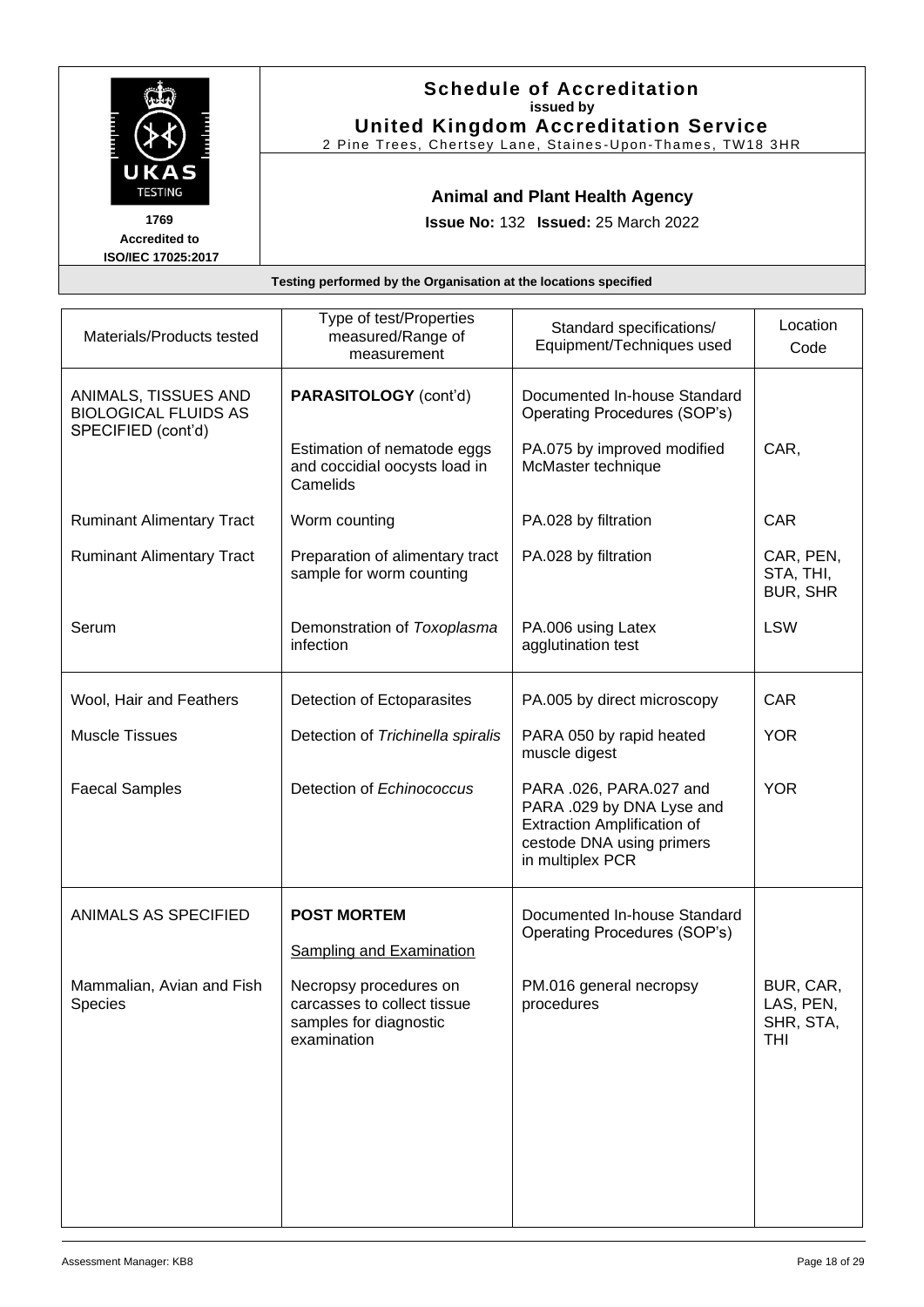**Schedule of Accreditation**
**issued by**
**United Kingdom Accreditation Service**
2 Pine Trees, Chertsey Lane, Staines-Upon-Thames, TW18 3HR

1769
Accredited to
ISO/IEC 17025:2017

**Animal and Plant Health Agency**

**Issue No:** 132 **Issued:** 25 March 2022

**Testing performed by the Organisation at the locations specified**

| Materials/Products tested | Type of test/Properties measured/Range of measurement | Standard specifications/ Equipment/Techniques used | Location Code |
|---|---|---|---|
| ANIMALS, TISSUES AND BIOLOGICAL FLUIDS AS SPECIFIED (cont'd) | **PARASITOLOGY** (cont'd) | Documented In-house Standard Operating Procedures (SOP's) | |
| | Estimation of nematode eggs and coccidial oocysts load in Camelids | PA.075 by improved modified McMaster technique | CAR, |
| Ruminant Alimentary Tract | Worm counting | PA.028 by filtration | CAR |
| Ruminant Alimentary Tract | Preparation of alimentary tract sample for worm counting | PA.028 by filtration | CAR, PEN, STA, THI, BUR, SHR |
| Serum | Demonstration of *Toxoplasma* infection | PA.006 using Latex agglutination test | LSW |
| Wool, Hair and Feathers | Detection of Ectoparasites | PA.005 by direct microscopy | CAR |
| Muscle Tissues | Detection of *Trichinella spiralis* | PARA 050 by rapid heated muscle digest | YOR |
| Faecal Samples | Detection of *Echinococcus* | PARA .026, PARA.027 and PARA .029 by DNA Lyse and Extraction Amplification of cestode DNA using primers in multiplex PCR | YOR |
| ANIMALS AS SPECIFIED | **POST MORTEM**<br><br>Sampling and Examination | Documented In-house Standard Operating Procedures (SOP's) | |
| Mammalian, Avian and Fish Species | Necropsy procedures on carcasses to collect tissue samples for diagnostic examination | PM.016 general necropsy procedures | BUR, CAR, LAS, PEN, SHR, STA, THI |

Assessment Manager: KB8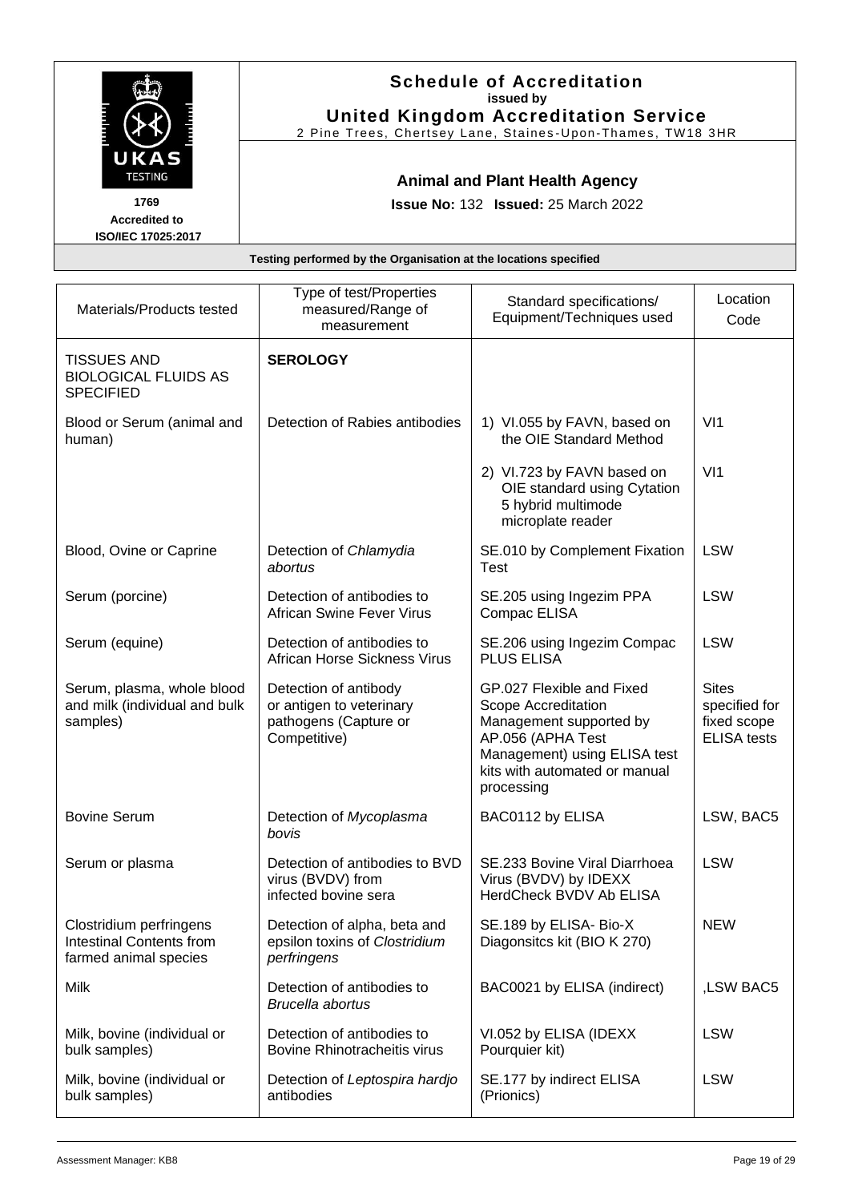# Schedule of Accreditation
**issued by**
**United Kingdom Accreditation Service**
2 Pine Trees, Chertsey Lane, Staines-Upon-Thames, TW18 3HR

**1769**
**Accredited to**
**ISO/IEC 17025:2017**

## Animal and Plant Health Agency

**Issue No:** 132 **Issued:** 25 March 2022

**Testing performed by the Organisation at the locations specified**

| Materials/Products tested | Type of test/Properties measured/Range of measurement | Standard specifications/ Equipment/Techniques used | Location Code |
|---|---|---|---|
| TISSUES AND BIOLOGICAL FLUIDS AS SPECIFIED | **SEROLOGY** | | |
| Blood or Serum (animal and human) | Detection of Rabies antibodies | 1) VI.055 by FAVN, based on the OIE Standard Method | VI1 |
| | | 2) VI.723 by FAVN based on OIE standard using Cytation 5 hybrid multimode microplate reader | VI1 |
| Blood, Ovine or Caprine | Detection of *Chlamydia abortus* | SE.010 by Complement Fixation Test | LSW |
| Serum (porcine) | Detection of antibodies to African Swine Fever Virus | SE.205 using Ingezim PPA Compac ELISA | LSW |
| Serum (equine) | Detection of antibodies to African Horse Sickness Virus | SE.206 using Ingezim Compac PLUS ELISA | LSW |
| Serum, plasma, whole blood and milk (individual and bulk samples) | Detection of antibody or antigen to veterinary pathogens (Capture or Competitive) | GP.027 Flexible and Fixed Scope Accreditation Management supported by AP.056 (APHA Test Management) using ELISA test kits with automated or manual processing | Sites specified for fixed scope ELISA tests |
| Bovine Serum | Detection of *Mycoplasma bovis* | BAC0112 by ELISA | LSW, BAC5 |
| Serum or plasma | Detection of antibodies to BVD virus (BVDV) from infected bovine sera | SE.233 Bovine Viral Diarrhoea Virus (BVDV) by IDEXX HerdCheck BVDV Ab ELISA | LSW |
| Clostridium perfringens Intestinal Contents from farmed animal species | Detection of alpha, beta and epsilon toxins of *Clostridium perfringens* | SE.189 by ELISA- Bio-X Diagonsitcs kit (BIO K 270) | NEW |
| Milk | Detection of antibodies to *Brucella abortus* | BAC0021 by ELISA (indirect) | ,LSW BAC5 |
| Milk, bovine (individual or bulk samples) | Detection of antibodies to Bovine Rhinotracheitis virus | VI.052 by ELISA (IDEXX Pourquier kit) | LSW |
| Milk, bovine (individual or bulk samples) | Detection of *Leptospira hardjo* antibodies | SE.177 by indirect ELISA (Prionics) | LSW |

Assessment Manager: KB8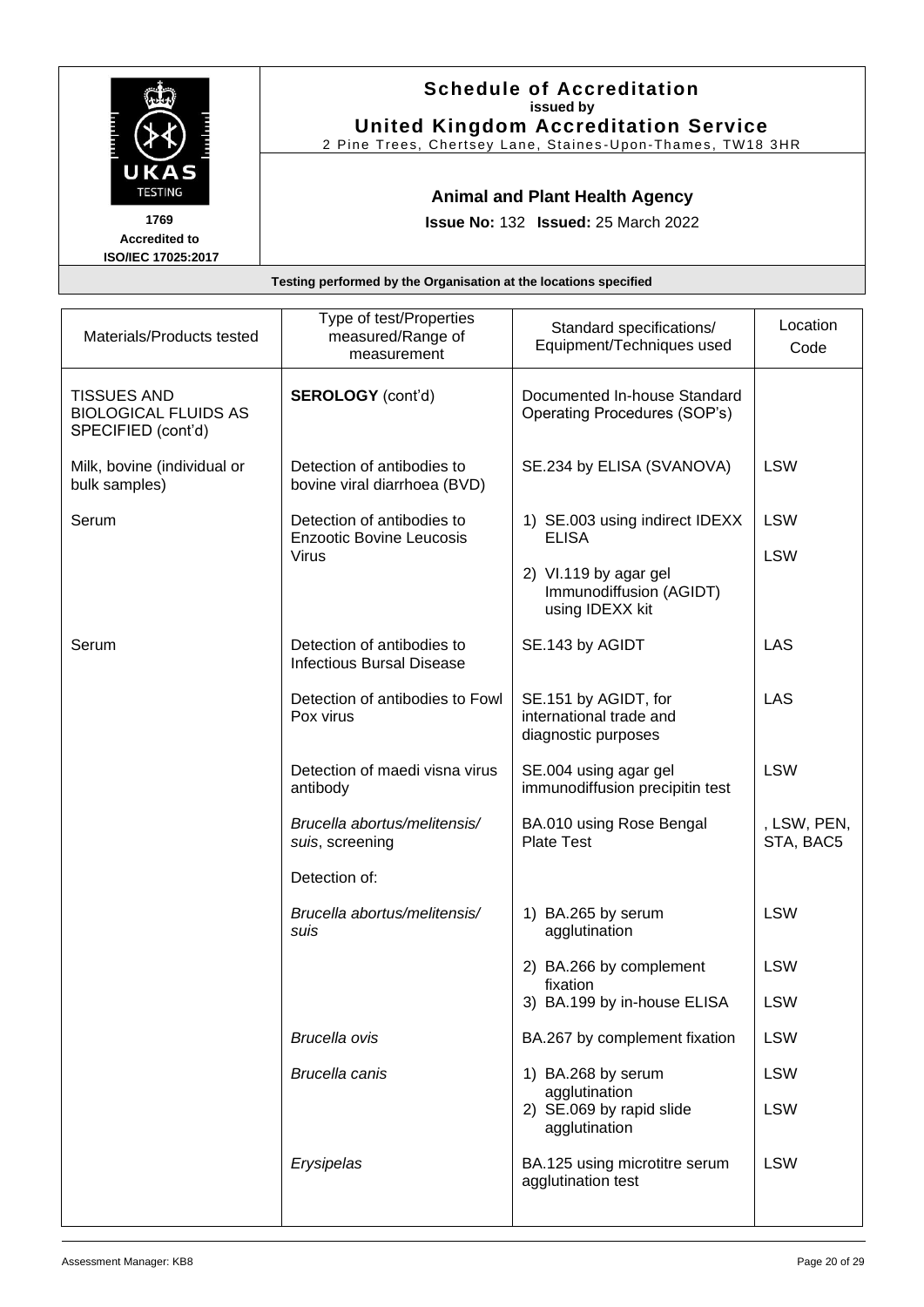# Schedule of Accreditation

issued by

**United Kingdom Accreditation Service**

2 Pine Trees, Chertsey Lane, Staines-Upon-Thames, TW18 3HR

1769
Accredited to
ISO/IEC 17025:2017

## Animal and Plant Health Agency

**Issue No:** 132 **Issued:** 25 March 2022

**Testing performed by the Organisation at the locations specified**

| Materials/Products tested | Type of test/Properties measured/Range of measurement | Standard specifications/ Equipment/Techniques used | Location Code |
|---|---|---|---|
| TISSUES AND BIOLOGICAL FLUIDS AS SPECIFIED (cont'd) | **SEROLOGY** (cont'd) | Documented In-house Standard Operating Procedures (SOP's) | |
| Milk, bovine (individual or bulk samples) | Detection of antibodies to bovine viral diarrhoea (BVD) | SE.234 by ELISA (SVANOVA) | LSW |
| Serum | Detection of antibodies to Enzootic Bovine Leucosis Virus | 1) SE.003 using indirect IDEXX ELISA | LSW |
| | | 2) VI.119 by agar gel Immunodiffusion (AGIDT) using IDEXX kit | LSW |
| Serum | Detection of antibodies to Infectious Bursal Disease | SE.143 by AGIDT | LAS |
| | Detection of antibodies to Fowl Pox virus | SE.151 by AGIDT, for international trade and diagnostic purposes | LAS |
| | Detection of maedi visna virus antibody | SE.004 using agar gel immunodiffusion precipitin test | LSW |
| | *Brucella abortus/melitensis/ suis*, screening | BA.010 using Rose Bengal Plate Test | , LSW, PEN, STA, BAC5 |
| | Detection of: | | |
| | *Brucella abortus/melitensis/ suis* | 1) BA.265 by serum agglutination | LSW |
| | | 2) BA.266 by complement fixation | LSW |
| | | 3) BA.199 by in-house ELISA | LSW |
| | *Brucella ovis* | BA.267 by complement fixation | LSW |
| | *Brucella canis* | 1) BA.268 by serum agglutination | LSW |
| | | 2) SE.069 by rapid slide agglutination | LSW |
| | *Erysipelas* | BA.125 using microtitre serum agglutination test | LSW |

Assessment Manager: KB8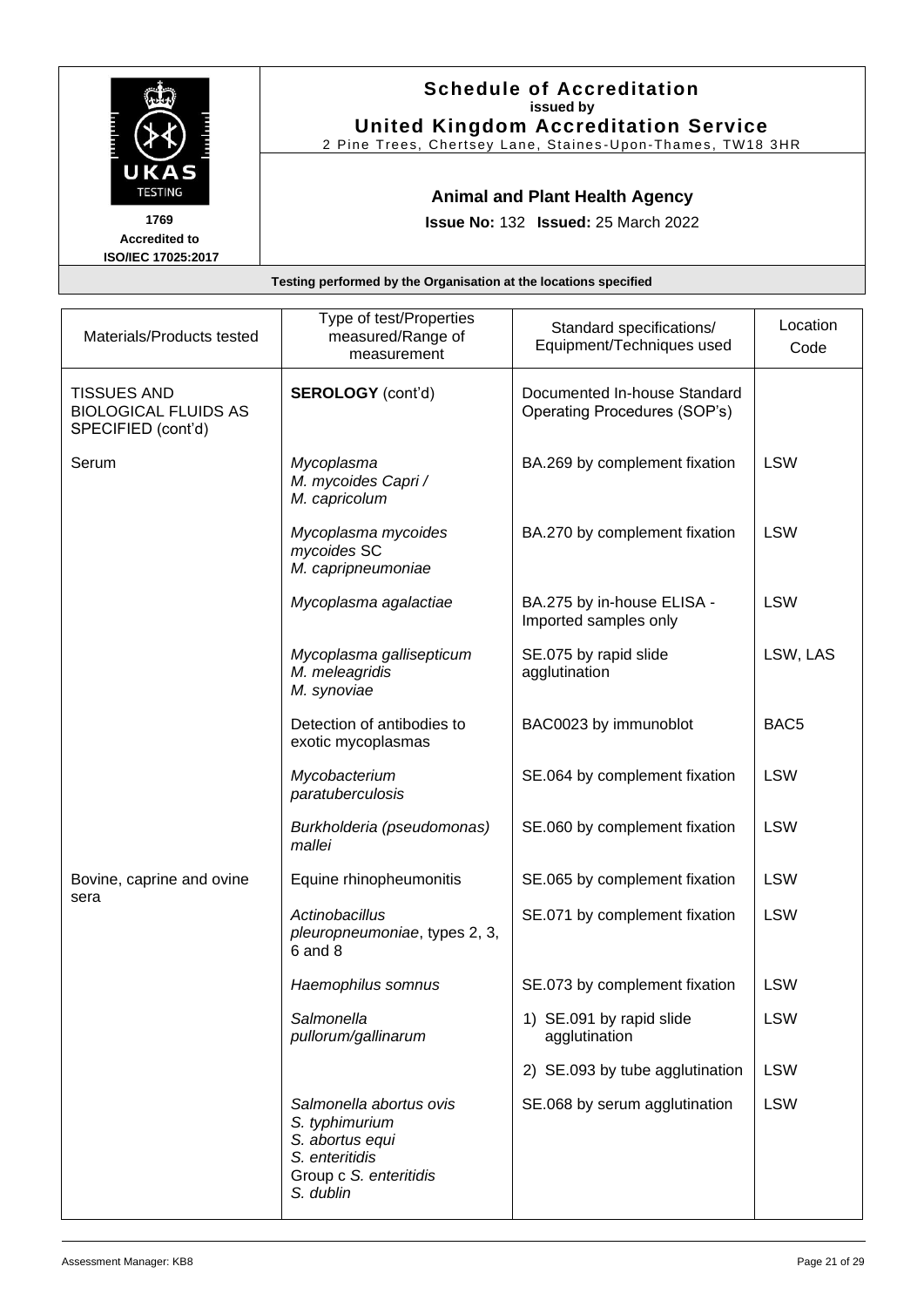# Schedule of Accreditation

issued by

**United Kingdom Accreditation Service**

2 Pine Trees, Chertsey Lane, Staines-Upon-Thames, TW18 3HR

1769
Accredited to
ISO/IEC 17025:2017

## Animal and Plant Health Agency

**Issue No:** 132 **Issued:** 25 March 2022

**Testing performed by the Organisation at the locations specified**

| Materials/Products tested | Type of test/Properties measured/Range of measurement | Standard specifications/ Equipment/Techniques used | Location Code |
|---|---|---|---|
| TISSUES AND BIOLOGICAL FLUIDS AS SPECIFIED (cont'd) | **SEROLOGY** (cont'd) | Documented In-house Standard Operating Procedures (SOP's) | |
| Serum | *Mycoplasma* *M. mycoides Capri / M. capricolum* | BA.269 by complement fixation | LSW |
| | *Mycoplasma mycoides mycoides* SC *M. capripneumoniae* | BA.270 by complement fixation | LSW |
| | *Mycoplasma agalactiae* | BA.275 by in-house ELISA - Imported samples only | LSW |
| | *Mycoplasma gallisepticum* *M. meleagridis* *M. synoviae* | SE.075 by rapid slide agglutination | LSW, LAS |
| | Detection of antibodies to exotic mycoplasmas | BAC0023 by immunoblot | BAC5 |
| | *Mycobacterium paratuberculosis* | SE.064 by complement fixation | LSW |
| | *Burkholderia (pseudomonas) mallei* | SE.060 by complement fixation | LSW |
| Bovine, caprine and ovine sera | Equine rhinopheumonitis | SE.065 by complement fixation | LSW |
| | *Actinobacillus pleuropneumoniae*, types 2, 3, 6 and 8 | SE.071 by complement fixation | LSW |
| | *Haemophilus somnus* | SE.073 by complement fixation | LSW |
| | *Salmonella pullorum/gallinarum* | 1) SE.091 by rapid slide agglutination | LSW |
| | | 2) SE.093 by tube agglutination | LSW |
| | *Salmonella abortus ovis* *S. typhimurium* *S. abortus equi* *S. enteritidis* Group c *S. enteritidis* *S. dublin* | SE.068 by serum agglutination | LSW |

Assessment Manager: KB8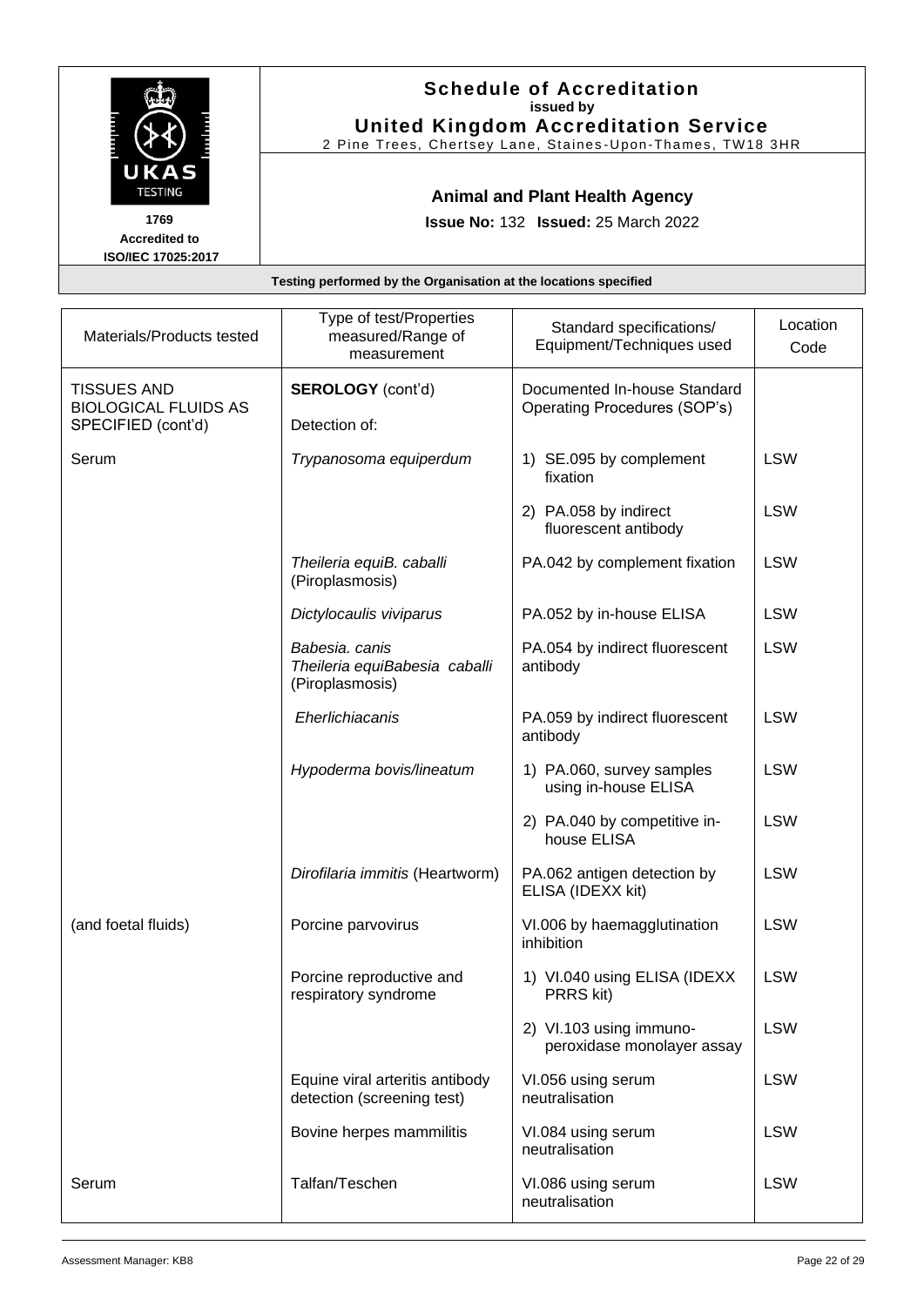# Schedule of Accreditation

**issued by**

**United Kingdom Accreditation Service**

2 Pine Trees, Chertsey Lane, Staines-Upon-Thames, TW18 3HR

UKAS TESTING

1769

Accredited to ISO/IEC 17025:2017

## Animal and Plant Health Agency

**Issue No:** 132 **Issued:** 25 March 2022

**Testing performed by the Organisation at the locations specified**

| Materials/Products tested | Type of test/Properties measured/Range of measurement | Standard specifications/ Equipment/Techniques used | Location Code |
|---|---|---|---|
| TISSUES AND BIOLOGICAL FLUIDS AS SPECIFIED (cont'd) | **SEROLOGY** (cont'd)<br><br>Detection of: | Documented In-house Standard Operating Procedures (SOP's) | |
| Serum | *Trypanosoma equiperdum* | 1) SE.095 by complement fixation | LSW |
| | | 2) PA.058 by indirect fluorescent antibody | LSW |
| | *Theileria equiB. caballi* (Piroplasmosis) | PA.042 by complement fixation | LSW |
| | *Dictylocaulis viviparus* | PA.052 by in-house ELISA | LSW |
| | *Babesia. canis*<br>*Theileria equiBabesia caballi* (Piroplasmosis) | PA.054 by indirect fluorescent antibody | LSW |
| | *Eherlichiacanis* | PA.059 by indirect fluorescent antibody | LSW |
| | *Hypoderma bovis/lineatum* | 1) PA.060, survey samples using in-house ELISA | LSW |
| | | 2) PA.040 by competitive in-house ELISA | LSW |
| | *Dirofilaria immitis* (Heartworm) | PA.062 antigen detection by ELISA (IDEXX kit) | LSW |
| (and foetal fluids) | Porcine parvovirus | VI.006 by haemagglutination inhibition | LSW |
| | Porcine reproductive and respiratory syndrome | 1) VI.040 using ELISA (IDEXX PRRS kit) | LSW |
| | | 2) VI.103 using immuno-peroxidase monolayer assay | LSW |
| | Equine viral arteritis antibody detection (screening test) | VI.056 using serum neutralisation | LSW |
| | Bovine herpes mammilitis | VI.084 using serum neutralisation | LSW |
| Serum | Talfan/Teschen | VI.086 using serum neutralisation | LSW |

Assessment Manager: KB8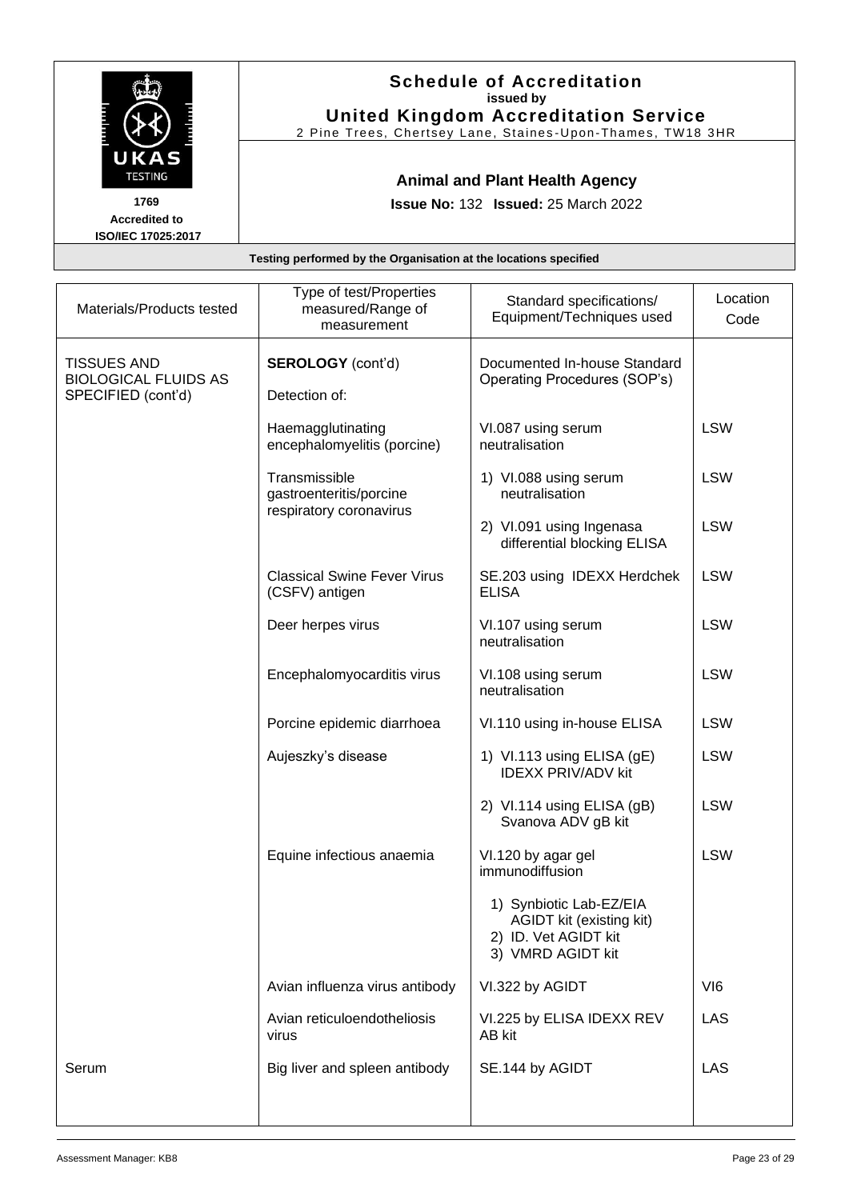# Schedule of Accreditation
**issued by**
**United Kingdom Accreditation Service**
2 Pine Trees, Chertsey Lane, Staines-Upon-Thames, TW18 3HR

1769
Accredited to
ISO/IEC 17025:2017

## Animal and Plant Health Agency

**Issue No:** 132 **Issued:** 25 March 2022

**Testing performed by the Organisation at the locations specified**

| Materials/Products tested | Type of test/Properties measured/Range of measurement | Standard specifications/ Equipment/Techniques used | Location Code |
|---|---|---|---|
| TISSUES AND BIOLOGICAL FLUIDS AS SPECIFIED (cont'd) | **SEROLOGY** (cont'd) | Documented In-house Standard Operating Procedures (SOP's) | |
| | Detection of: | | |
| | Haemagglutinating encephalomyelitis (porcine) | VI.087 using serum neutralisation | LSW |
| | Transmissible gastroenteritis/porcine respiratory coronavirus | 1) VI.088 using serum neutralisation | LSW |
| | | 2) VI.091 using Ingenasa differential blocking ELISA | LSW |
| | Classical Swine Fever Virus (CSFV) antigen | SE.203 using IDEXX Herdchek ELISA | LSW |
| | Deer herpes virus | VI.107 using serum neutralisation | LSW |
| | Encephalomyocarditis virus | VI.108 using serum neutralisation | LSW |
| | Porcine epidemic diarrhoea | VI.110 using in-house ELISA | LSW |
| | Aujeszky's disease | 1) VI.113 using ELISA (gE) IDEXX PRIV/ADV kit | LSW |
| | | 2) VI.114 using ELISA (gB) Svanova ADV gB kit | LSW |
| | Equine infectious anaemia | VI.120 by agar gel immunodiffusion | LSW |
| | | 1) Synbiotic Lab-EZ/EIA AGIDT kit (existing kit)<br>2) ID. Vet AGIDT kit<br>3) VMRD AGIDT kit | |
| | Avian influenza virus antibody | VI.322 by AGIDT | VI6 |
| | Avian reticuloendotheliosis virus | VI.225 by ELISA IDEXX REV AB kit | LAS |
| Serum | Big liver and spleen antibody | SE.144 by AGIDT | LAS |

Assessment Manager: KB8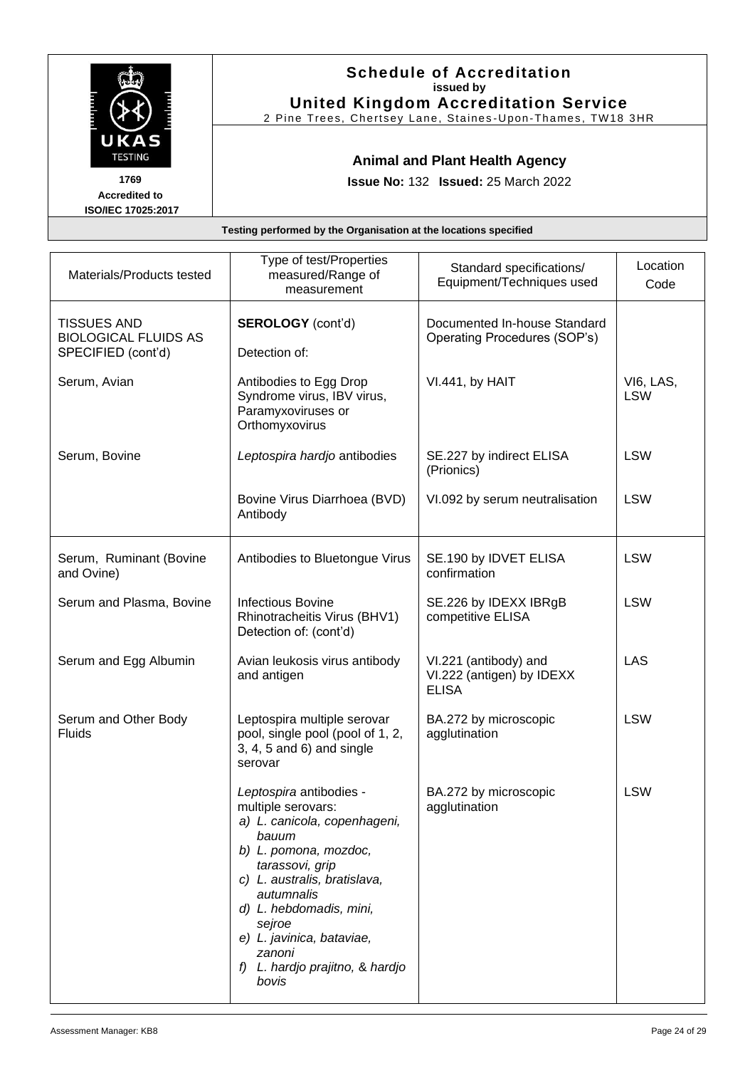# Schedule of Accreditation

issued by

**United Kingdom Accreditation Service**

2 Pine Trees, Chertsey Lane, Staines-Upon-Thames, TW18 3HR

1769
Accredited to
ISO/IEC 17025:2017

## Animal and Plant Health Agency

**Issue No:** 132 **Issued:** 25 March 2022

**Testing performed by the Organisation at the locations specified**

| Materials/Products tested | Type of test/Properties measured/Range of measurement | Standard specifications/ Equipment/Techniques used | Location Code |
|---|---|---|---|
| TISSUES AND BIOLOGICAL FLUIDS AS SPECIFIED (cont'd) | **SEROLOGY** (cont'd)<br><br>Detection of: | Documented In-house Standard Operating Procedures (SOP's) | |
| Serum, Avian | Antibodies to Egg Drop Syndrome virus, IBV virus, Paramyxoviruses or Orthomyxovirus | VI.441, by HAIT | VI6, LAS, LSW |
| Serum, Bovine | *Leptospira hardjo* antibodies | SE.227 by indirect ELISA (Prionics) | LSW |
| | Bovine Virus Diarrhoea (BVD) Antibody | VI.092 by serum neutralisation | LSW |
| Serum, Ruminant (Bovine and Ovine) | Antibodies to Bluetongue Virus | SE.190 by IDVET ELISA confirmation | LSW |
| Serum and Plasma, Bovine | Infectious Bovine Rhinotracheitis Virus (BHV1) Detection of: (cont'd) | SE.226 by IDEXX IBRgB competitive ELISA | LSW |
| Serum and Egg Albumin | Avian leukosis virus antibody and antigen | VI.221 (antibody) and VI.222 (antigen) by IDEXX ELISA | LAS |
| Serum and Other Body Fluids | Leptospira multiple serovar pool, single pool (pool of 1, 2, 3, 4, 5 and 6) and single serovar | BA.272 by microscopic agglutination | LSW |
| | *Leptospira* antibodies - multiple serovars:<br>a) *L. canicola, copenhageni, bauum*<br>b) *L. pomona, mozdoc, tarassovi, grip*<br>c) *L. australis, bratislava, autumnalis*<br>d) *L. hebdomadis, mini, sejroe*<br>e) *L. javinica, bataviae, zanoni*<br>f) *L. hardjo prajitno,* & *hardjo bovis* | BA.272 by microscopic agglutination | LSW |

Assessment Manager: KB8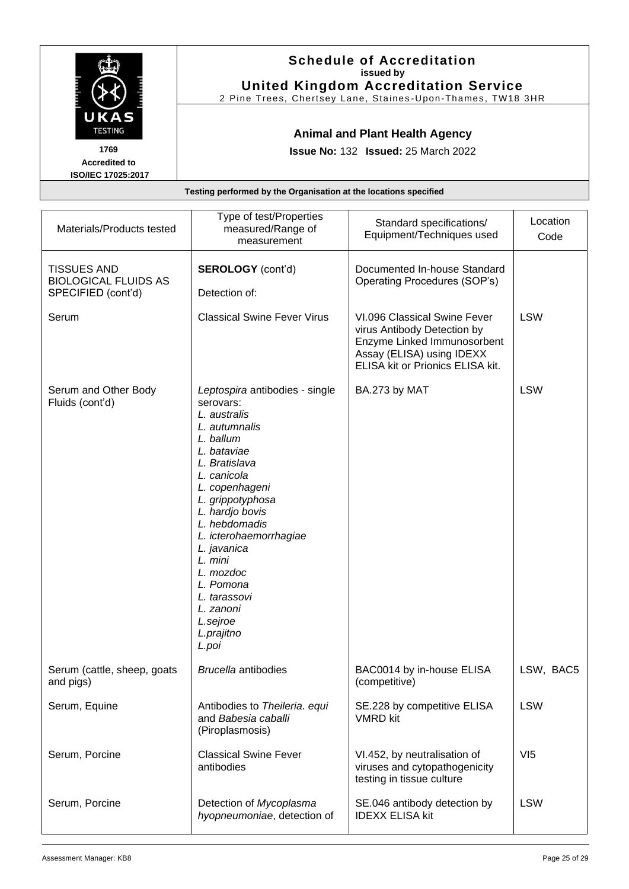**Schedule of Accreditation**
**issued by**
**United Kingdom Accreditation Service**
2 Pine Trees, Chertsey Lane, Staines-Upon-Thames, TW18 3HR

1769
Accredited to
ISO/IEC 17025:2017

**Animal and Plant Health Agency**

**Issue No:** 132 **Issued:** 25 March 2022

**Testing performed by the Organisation at the locations specified**

| Materials/Products tested | Type of test/Properties measured/Range of measurement | Standard specifications/ Equipment/Techniques used | Location Code |
|---|---|---|---|
| TISSUES AND BIOLOGICAL FLUIDS AS SPECIFIED (cont'd) | **SEROLOGY** (cont'd)<br><br>Detection of: | Documented In-house Standard Operating Procedures (SOP's) | |
| Serum | Classical Swine Fever Virus | VI.096 Classical Swine Fever virus Antibody Detection by Enzyme Linked Immunosorbent Assay (ELISA) using IDEXX ELISA kit or Prionics ELISA kit. | LSW |
| Serum and Other Body Fluids (cont'd) | *Leptospira* antibodies - single serovars:<br>*L. australis*<br>*L. autumnalis*<br>*L. ballum*<br>*L. bataviae*<br>*L. Bratislava*<br>*L. canicola*<br>*L. copenhageni*<br>*L. grippotyphosa*<br>*L. hardjo bovis*<br>*L. hebdomadis*<br>*L. icterohaemorrhagiae*<br>*L. javanica*<br>*L. mini*<br>*L. mozdoc*<br>*L. Pomona*<br>*L. tarassovi*<br>*L. zanoni*<br>*L.sejroe*<br>*L.prajitno*<br>*L.poi* | BA.273 by MAT | LSW |
| Serum (cattle, sheep, goats and pigs) | *Brucella* antibodies | BAC0014 by in-house ELISA (competitive) | LSW, BAC5 |
| Serum, Equine | Antibodies to *Theileria. equi* and *Babesia caballi* (Piroplasmosis) | SE.228 by competitive ELISA VMRD kit | LSW |
| Serum, Porcine | Classical Swine Fever antibodies | VI.452, by neutralisation of viruses and cytopathogenicity testing in tissue culture | VI5 |
| Serum, Porcine | Detection of *Mycoplasma hyopneumoniae*, detection of | SE.046 antibody detection by IDEXX ELISA kit | LSW |

Assessment Manager: KB8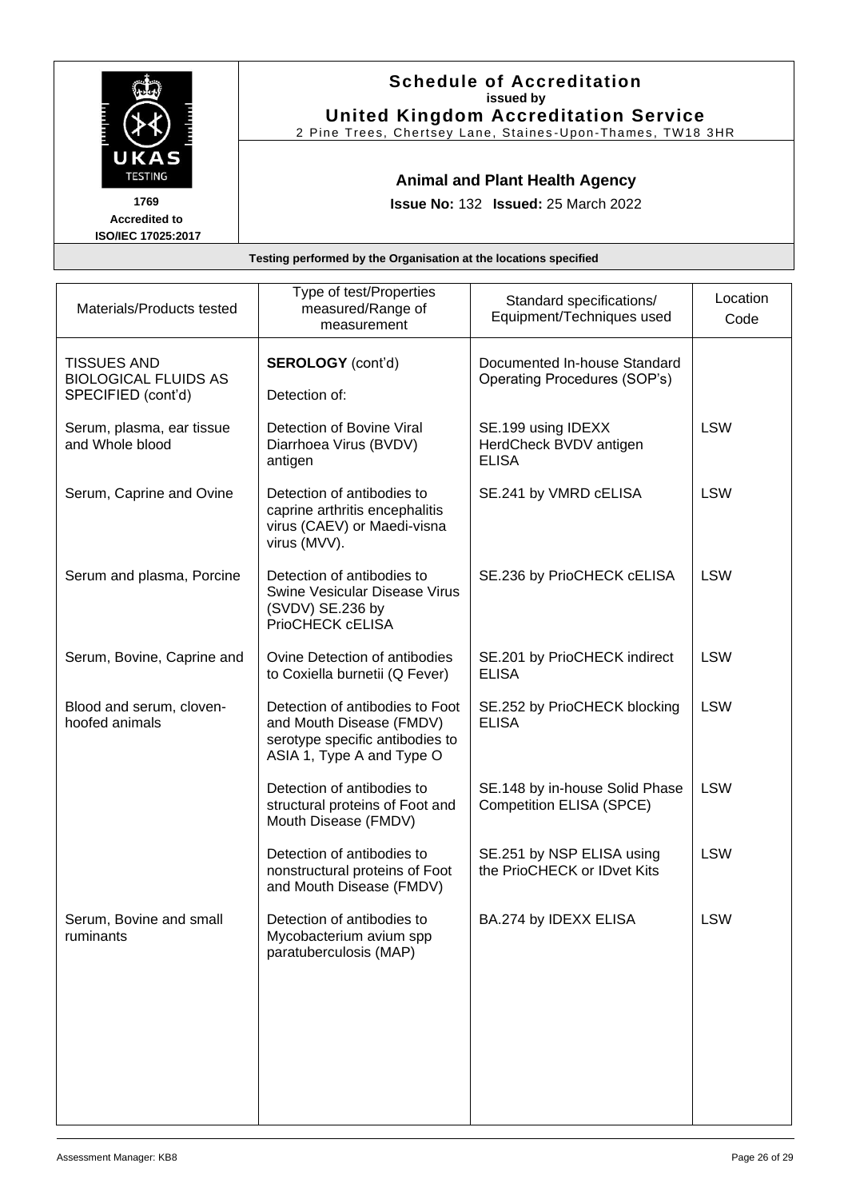# Schedule of Accreditation
**issued by**
**United Kingdom Accreditation Service**
2 Pine Trees, Chertsey Lane, Staines-Upon-Thames, TW18 3HR

1769
Accredited to
ISO/IEC 17025:2017

## Animal and Plant Health Agency

**Issue No:** 132 **Issued:** 25 March 2022

**Testing performed by the Organisation at the locations specified**

| Materials/Products tested | Type of test/Properties measured/Range of measurement | Standard specifications/ Equipment/Techniques used | Location Code |
|---|---|---|---|
| TISSUES AND BIOLOGICAL FLUIDS AS SPECIFIED (cont'd) | **SEROLOGY** (cont'd)<br><br>Detection of: | Documented In-house Standard Operating Procedures (SOP's) | |
| Serum, plasma, ear tissue and Whole blood | Detection of Bovine Viral Diarrhoea Virus (BVDV) antigen | SE.199 using IDEXX HerdCheck BVDV antigen ELISA | LSW |
| Serum, Caprine and Ovine | Detection of antibodies to caprine arthritis encephalitis virus (CAEV) or Maedi-visna virus (MVV). | SE.241 by VMRD cELISA | LSW |
| Serum and plasma, Porcine | Detection of antibodies to Swine Vesicular Disease Virus (SVDV) SE.236 by PrioCHECK cELISA | SE.236 by PrioCHECK cELISA | LSW |
| Serum, Bovine, Caprine and | Ovine Detection of antibodies to Coxiella burnetii (Q Fever) | SE.201 by PrioCHECK indirect ELISA | LSW |
| Blood and serum, cloven-hoofed animals | Detection of antibodies to Foot and Mouth Disease (FMDV) serotype specific antibodies to ASIA 1, Type A and Type O | SE.252 by PrioCHECK blocking ELISA | LSW |
| | Detection of antibodies to structural proteins of Foot and Mouth Disease (FMDV) | SE.148 by in-house Solid Phase Competition ELISA (SPCE) | LSW |
| | Detection of antibodies to nonstructural proteins of Foot and Mouth Disease (FMDV) | SE.251 by NSP ELISA using the PrioCHECK or IDvet Kits | LSW |
| Serum, Bovine and small ruminants | Detection of antibodies to Mycobacterium avium spp paratuberculosis (MAP) | BA.274 by IDEXX ELISA | LSW |

Assessment Manager: KB8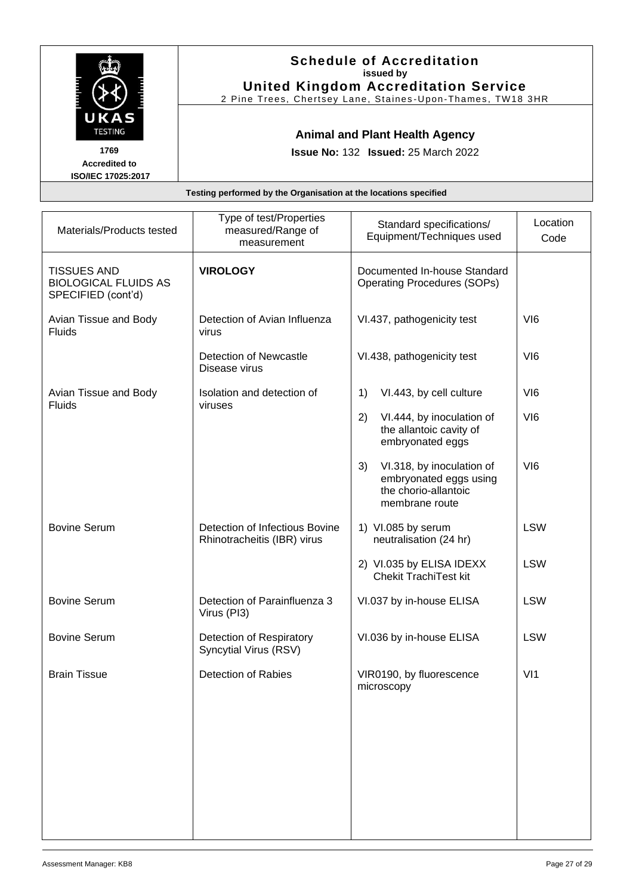# Schedule of Accreditation

**issued by**

**United Kingdom Accreditation Service**

2 Pine Trees, Chertsey Lane, Staines-Upon-Thames, TW18 3HR

**1769**

**Accredited to ISO/IEC 17025:2017**

## Animal and Plant Health Agency

**Issue No:** 132 **Issued:** 25 March 2022

**Testing performed by the Organisation at the locations specified**

| Materials/Products tested | Type of test/Properties measured/Range of measurement | Standard specifications/ Equipment/Techniques used | Location Code |
|---|---|---|---|
| TISSUES AND BIOLOGICAL FLUIDS AS SPECIFIED (cont'd) | **VIROLOGY** | Documented In-house Standard Operating Procedures (SOPs) | |
| Avian Tissue and Body Fluids | Detection of Avian Influenza virus | VI.437, pathogenicity test | VI6 |
| | Detection of Newcastle Disease virus | VI.438, pathogenicity test | VI6 |
| Avian Tissue and Body Fluids | Isolation and detection of viruses | 1) VI.443, by cell culture | VI6 |
| | | 2) VI.444, by inoculation of the allantoic cavity of embryonated eggs | VI6 |
| | | 3) VI.318, by inoculation of embryonated eggs using the chorio-allantoic membrane route | VI6 |
| Bovine Serum | Detection of Infectious Bovine Rhinotracheitis (IBR) virus | 1) VI.085 by serum neutralisation (24 hr) | LSW |
| | | 2) VI.035 by ELISA IDEXX Chekit TrachiTest kit | LSW |
| Bovine Serum | Detection of Parainfluenza 3 Virus (PI3) | VI.037 by in-house ELISA | LSW |
| Bovine Serum | Detection of Respiratory Syncytial Virus (RSV) | VI.036 by in-house ELISA | LSW |
| Brain Tissue | Detection of Rabies | VIR0190, by fluorescence microscopy | VI1 |

Assessment Manager: KB8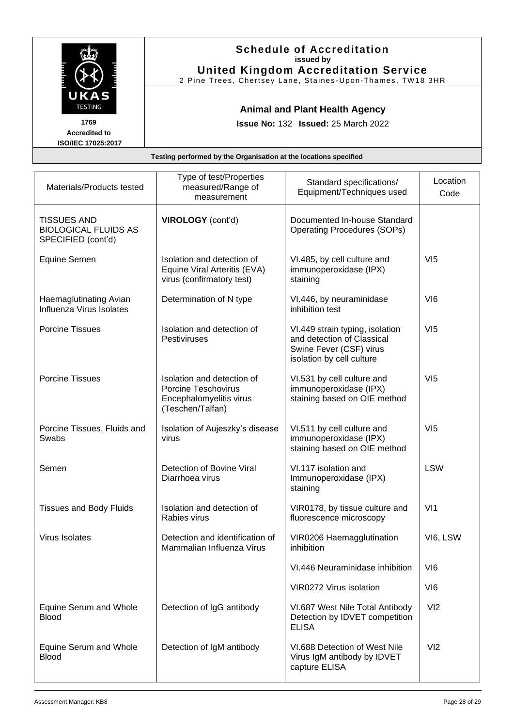**Schedule of Accreditation**
**issued by**
**United Kingdom Accreditation Service**
2 Pine Trees, Chertsey Lane, Staines-Upon-Thames, TW18 3HR

UKAS TESTING
**1769**
**Accredited to**
**ISO/IEC 17025:2017**

**Animal and Plant Health Agency**

**Issue No:** 132 **Issued:** 25 March 2022

**Testing performed by the Organisation at the locations specified**

| Materials/Products tested | Type of test/Properties measured/Range of measurement | Standard specifications/ Equipment/Techniques used | Location Code |
|---|---|---|---|
| TISSUES AND BIOLOGICAL FLUIDS AS SPECIFIED (cont'd) | **VIROLOGY** (cont'd) | Documented In-house Standard Operating Procedures (SOPs) | |
| Equine Semen | Isolation and detection of Equine Viral Arteritis (EVA) virus (confirmatory test) | VI.485, by cell culture and immunoperoxidase (IPX) staining | VI5 |
| Haemaglutinating Avian Influenza Virus Isolates | Determination of N type | VI.446, by neuraminidase inhibition test | VI6 |
| Porcine Tissues | Isolation and detection of Pestiviruses | VI.449 strain typing, isolation and detection of Classical Swine Fever (CSF) virus isolation by cell culture | VI5 |
| Porcine Tissues | Isolation and detection of Porcine Teschovirus Encephalomyelitis virus (Teschen/Talfan) | VI.531 by cell culture and immunoperoxidase (IPX) staining based on OIE method | VI5 |
| Porcine Tissues, Fluids and Swabs | Isolation of Aujeszky's disease virus | VI.511 by cell culture and immunoperoxidase (IPX) staining based on OIE method | VI5 |
| Semen | Detection of Bovine Viral Diarrhoea virus | VI.117 isolation and Immunoperoxidase (IPX) staining | LSW |
| Tissues and Body Fluids | Isolation and detection of Rabies virus | VIR0178, by tissue culture and fluorescence microscopy | VI1 |
| Virus Isolates | Detection and identification of Mammalian Influenza Virus | VIR0206 Haemagglutination inhibition | VI6, LSW |
| | | VI.446 Neuraminidase inhibition | VI6 |
| | | VIR0272 Virus isolation | VI6 |
| Equine Serum and Whole Blood | Detection of IgG antibody | VI.687 West Nile Total Antibody Detection by IDVET competition ELISA | VI2 |
| Equine Serum and Whole Blood | Detection of IgM antibody | VI.688 Detection of West Nile Virus IgM antibody by IDVET capture ELISA | VI2 |

Assessment Manager: KB8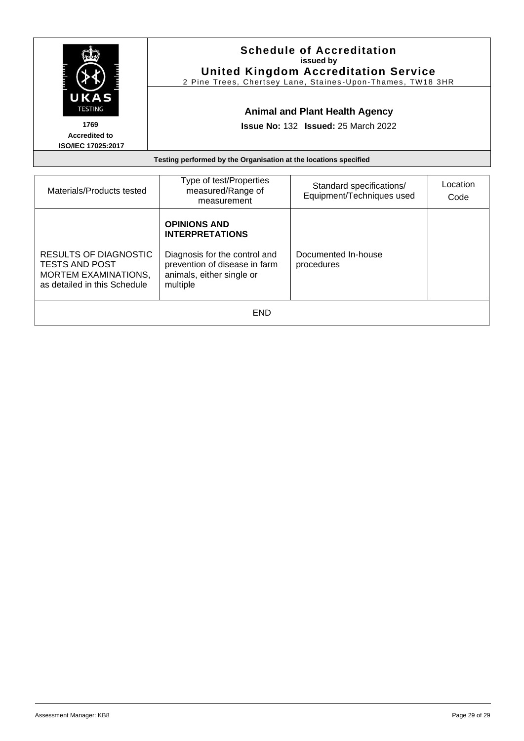# Schedule of Accreditation
**issued by**
**United Kingdom Accreditation Service**
2 Pine Trees, Chertsey Lane, Staines-Upon-Thames, TW18 3HR

UKAS TESTING
**1769**
**Accredited to**
**ISO/IEC 17025:2017**

## Animal and Plant Health Agency

**Issue No:** 132 **Issued:** 25 March 2022

**Testing performed by the Organisation at the locations specified**

| Materials/Products tested | Type of test/Properties measured/Range of measurement | Standard specifications/ Equipment/Techniques used | Location Code |
|---|---|---|---|
| | **OPINIONS AND INTERPRETATIONS** | | |
| RESULTS OF DIAGNOSTIC TESTS AND POST MORTEM EXAMINATIONS, as detailed in this Schedule | Diagnosis for the control and prevention of disease in farm animals, either single or multiple | Documented In-house procedures | |
| END | | | |

Assessment Manager: KB8